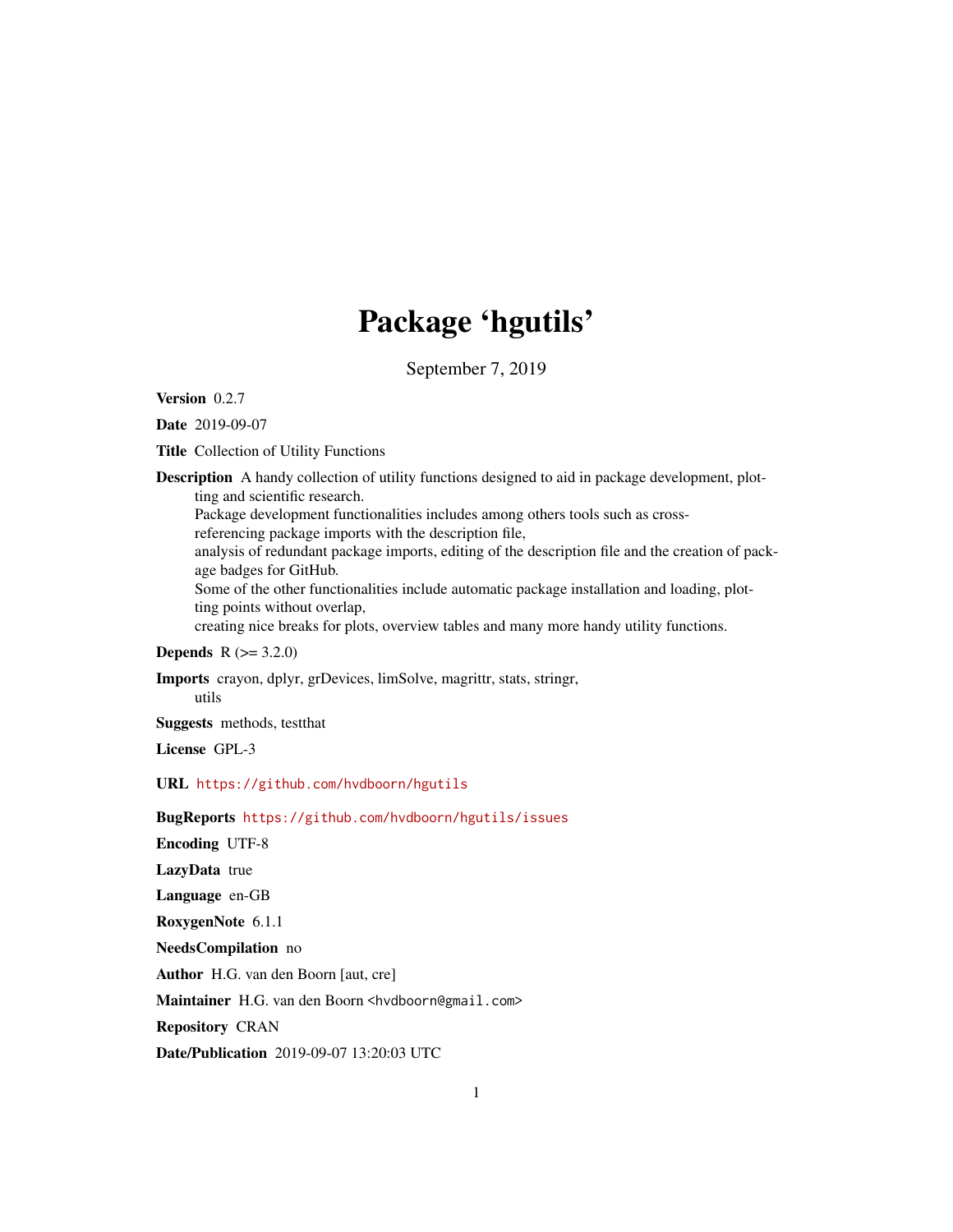# Package 'hgutils'

September 7, 2019

**Version** 0.2.7

**Date** 2019-09-07

**Title** Collection of Utility Functions

**Description** A handy collection of utility functions designed to aid in package development, plotting and scientific research.
Package development functionalities includes among others tools such as cross-referencing package imports with the description file,
analysis of redundant package imports, editing of the description file and the creation of package badges for GitHub.
Some of the other functionalities include automatic package installation and loading, plotting points without overlap,
creating nice breaks for plots, overview tables and many more handy utility functions.

**Depends** R (>= 3.2.0)

**Imports** crayon, dplyr, grDevices, limSolve, magrittr, stats, stringr, utils

**Suggests** methods, testthat

**License** GPL-3

**URL** https://github.com/hvdboorn/hgutils

**BugReports** https://github.com/hvdboorn/hgutils/issues

**Encoding** UTF-8

**LazyData** true

**Language** en-GB

**RoxygenNote** 6.1.1

**NeedsCompilation** no

**Author** H.G. van den Boorn [aut, cre]

**Maintainer** H.G. van den Boorn <hvdboorn@gmail.com>

**Repository** CRAN

**Date/Publication** 2019-09-07 13:20:03 UTC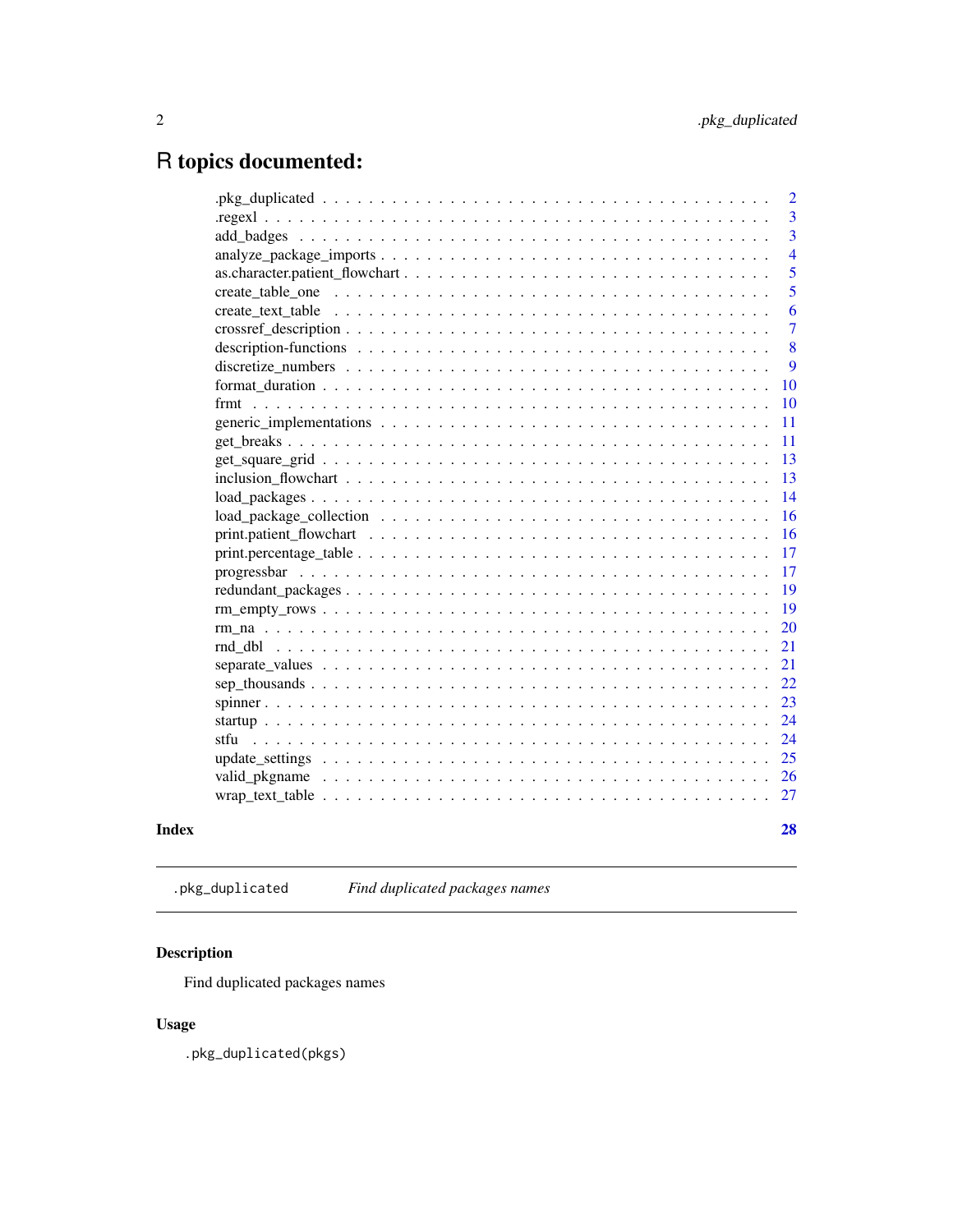# R topics documented:

| | |
|---|---|
| .pkg_duplicated | 2 |
| .regexl | 3 |
| add_badges | 3 |
| analyze_package_imports | 4 |
| as.character.patient_flowchart | 5 |
| create_table_one | 5 |
| create_text_table | 6 |
| crossref_description | 7 |
| description-functions | 8 |
| discretize_numbers | 9 |
| format_duration | 10 |
| frmt | 10 |
| generic_implementations | 11 |
| get_breaks | 11 |
| get_square_grid | 13 |
| inclusion_flowchart | 13 |
| load_packages | 14 |
| load_package_collection | 16 |
| print.patient_flowchart | 16 |
| print.percentage_table | 17 |
| progressbar | 17 |
| redundant_packages | 19 |
| rm_empty_rows | 19 |
| rm_na | 20 |
| rnd_dbl | 21 |
| separate_values | 21 |
| sep_thousands | 22 |
| spinner | 23 |
| startup | 24 |
| stfu | 24 |
| update_settings | 25 |
| valid_pkgname | 26 |
| wrap_text_table | 27 |

**Index** **28**

---

`.pkg_duplicated` *Find duplicated packages names*

---

## Description

Find duplicated packages names

## Usage

```
.pkg_duplicated(pkgs)
```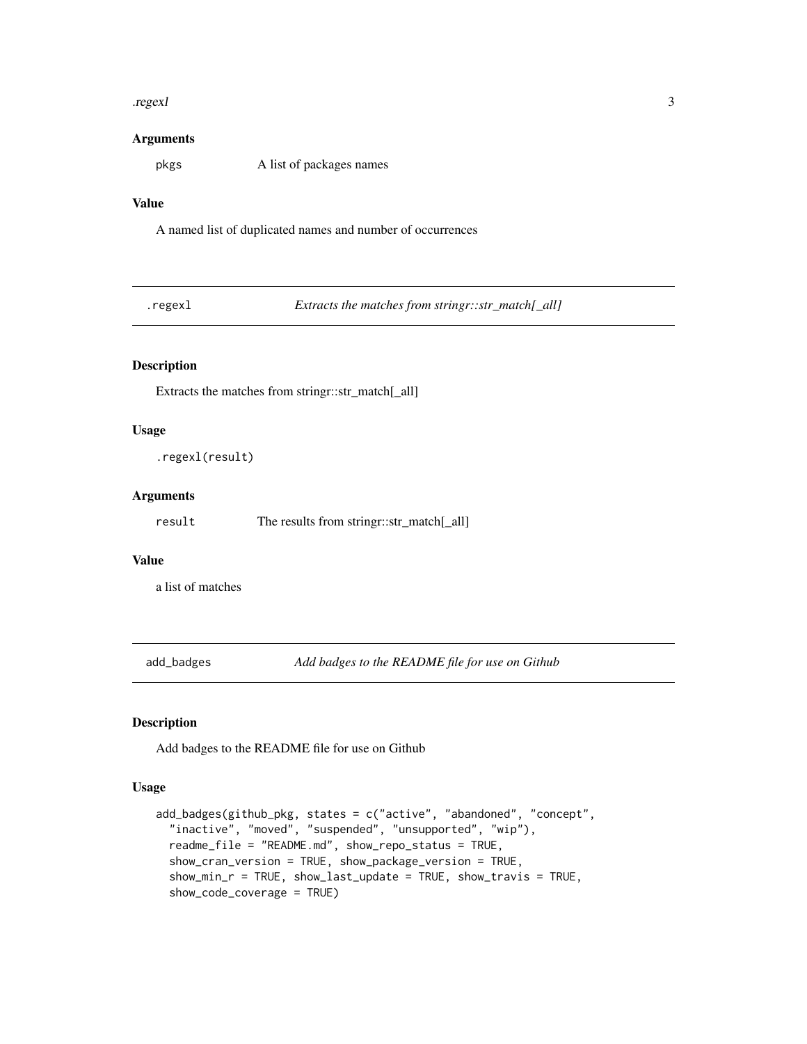## Arguments

pkgs  A list of packages names

## Value

A named list of duplicated names and number of occurrences

---

## .regexl  *Extracts the matches from stringr::str_match[_all]*

---

### Description

Extracts the matches from stringr::str_match[_all]

### Usage

```
.regexl(result)
```

### Arguments

result  The results from stringr::str_match[_all]

### Value

a list of matches

---

## add_badges  *Add badges to the README file for use on Github*

---

### Description

Add badges to the README file for use on Github

### Usage

```
add_badges(github_pkg, states = c("active", "abandoned", "concept",
  "inactive", "moved", "suspended", "unsupported", "wip"),
  readme_file = "README.md", show_repo_status = TRUE,
  show_cran_version = TRUE, show_package_version = TRUE,
  show_min_r = TRUE, show_last_update = TRUE, show_travis = TRUE,
  show_code_coverage = TRUE)
```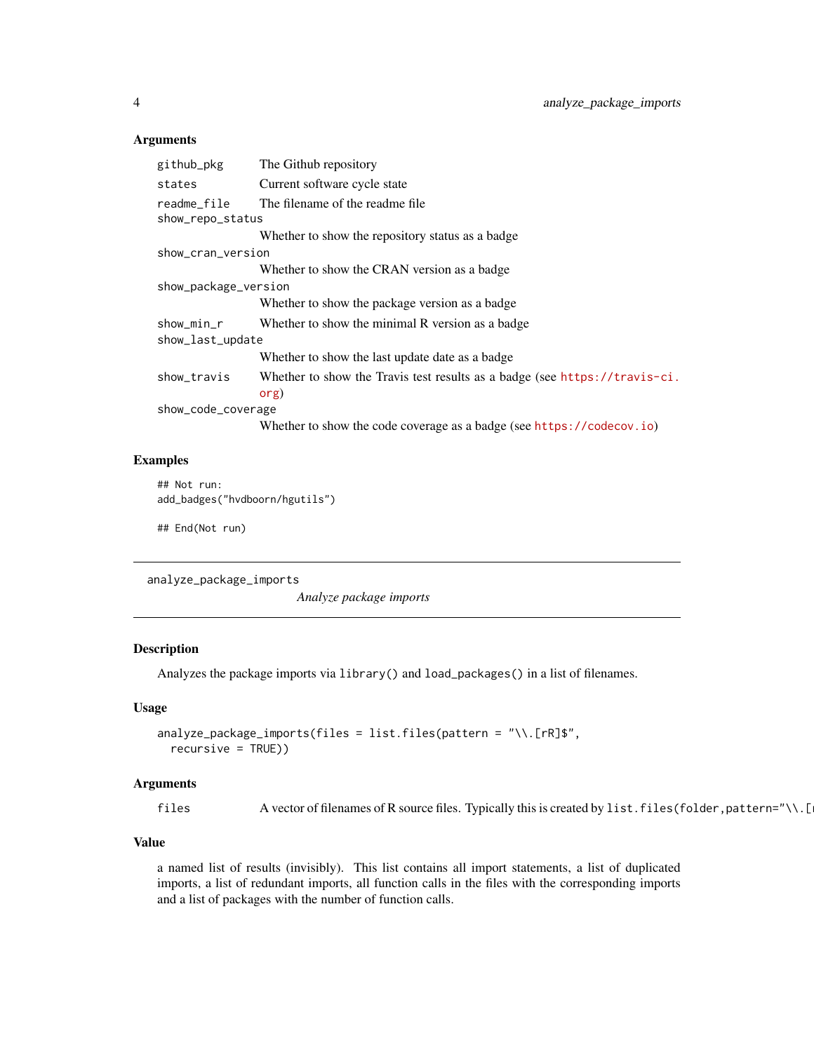### Arguments

| | |
|---|---|
| `github_pkg` | The Github repository |
| `states` | Current software cycle state |
| `readme_file` | The filename of the readme file |
| `show_repo_status` | Whether to show the repository status as a badge |
| `show_cran_version` | Whether to show the CRAN version as a badge |
| `show_package_version` | Whether to show the package version as a badge |
| `show_min_r` | Whether to show the minimal R version as a badge |
| `show_last_update` | Whether to show the last update date as a badge |
| `show_travis` | Whether to show the Travis test results as a badge (see https://travis-ci.org) |
| `show_code_coverage` | Whether to show the code coverage as a badge (see https://codecov.io) |

### Examples

```
## Not run:
add_badges("hvdboorn/hgutils")

## End(Not run)
```

---

## analyze_package_imports

*Analyze package imports*

---

### Description

Analyzes the package imports via `library()` and `load_packages()` in a list of filenames.

### Usage

```
analyze_package_imports(files = list.files(pattern = "\\.[rR]$",
  recursive = TRUE))
```

### Arguments

| | |
|---|---|
| `files` | A vector of filenames of R source files. Typically this is created by `list.files(folder,pattern="\\.[` |

### Value

a named list of results (invisibly). This list contains all import statements, a list of duplicated imports, a list of redundant imports, all function calls in the files with the corresponding imports and a list of packages with the number of function calls.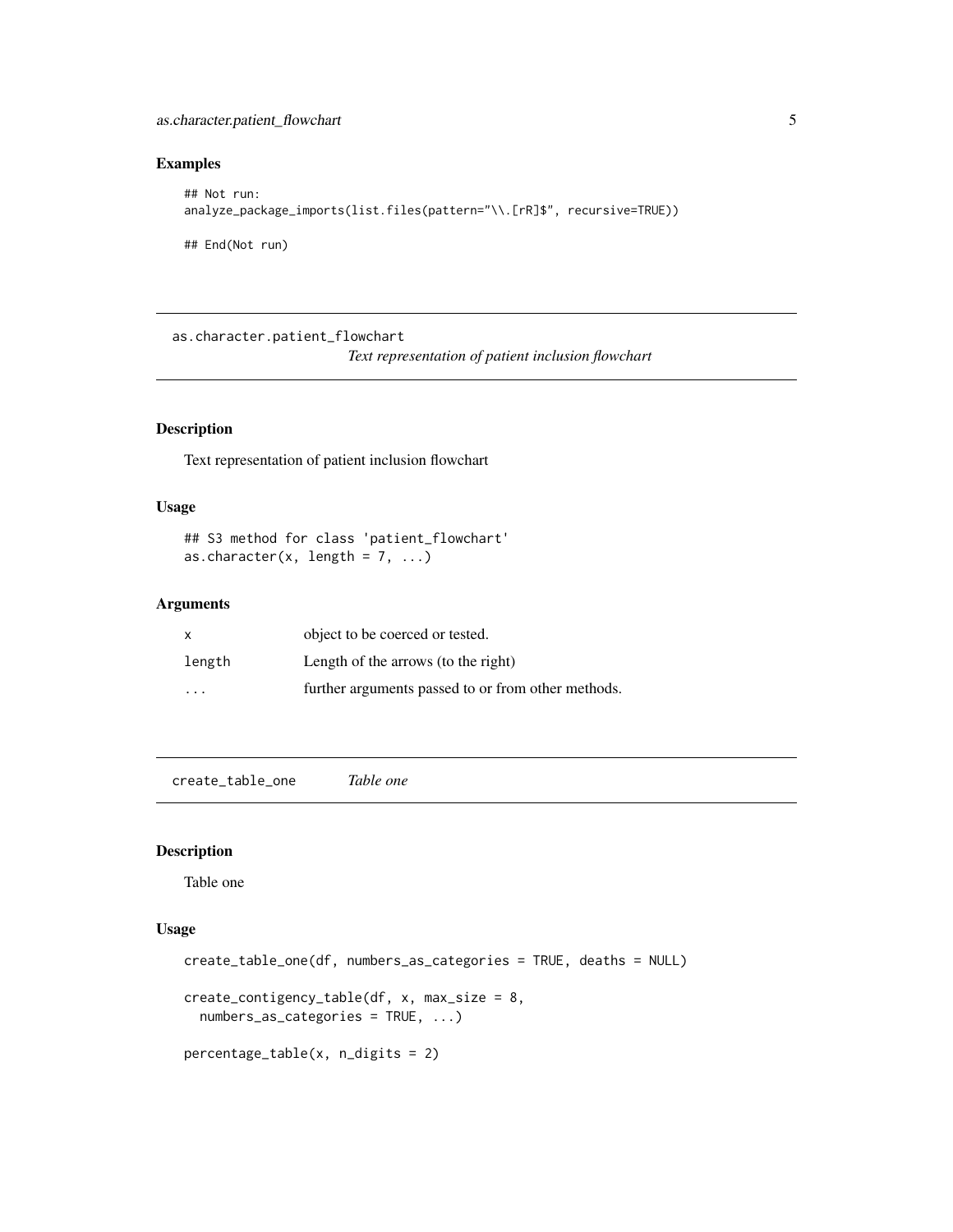## Examples

```
## Not run:
analyze_package_imports(list.files(pattern="\\.[rR]$", recursive=TRUE))

## End(Not run)
```

---

`as.character.patient_flowchart`
*Text representation of patient inclusion flowchart*

---

### Description

Text representation of patient inclusion flowchart

### Usage

```
## S3 method for class 'patient_flowchart'
as.character(x, length = 7, ...)
```

### Arguments

| | |
|---|---|
| `x` | object to be coerced or tested. |
| `length` | Length of the arrows (to the right) |
| `...` | further arguments passed to or from other methods. |

---

`create_table_one` *Table one*

---

### Description

Table one

### Usage

```
create_table_one(df, numbers_as_categories = TRUE, deaths = NULL)

create_contigency_table(df, x, max_size = 8,
  numbers_as_categories = TRUE, ...)

percentage_table(x, n_digits = 2)
```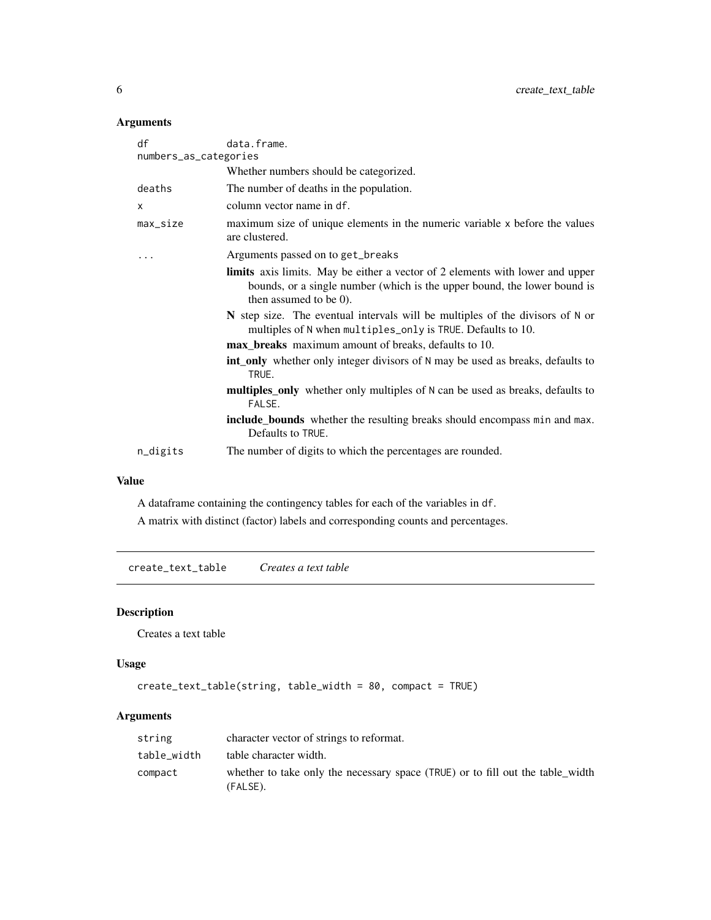### Arguments

| | |
|---|---|
| `df` | `data.frame`. |
| `numbers_as_categories` | Whether numbers should be categorized. |
| `deaths` | The number of deaths in the population. |
| `x` | column vector name in `df`. |
| `max_size` | maximum size of unique elements in the numeric variable `x` before the values are clustered. |
| `...` | Arguments passed on to `get_breaks` |
| `n_digits` | The number of digits to which the percentages are rounded. |

Arguments passed on to `get_breaks` (via `...`):

- **limits** axis limits. May be either a vector of 2 elements with lower and upper bounds, or a single number (which is the upper bound, the lower bound is then assumed to be 0).
- **N** step size. The eventual intervals will be multiples of the divisors of `N` or multiples of `N` when `multiples_only` is `TRUE`. Defaults to 10.
- **max_breaks** maximum amount of breaks, defaults to 10.
- **int_only** whether only integer divisors of `N` may be used as breaks, defaults to `TRUE`.
- **multiples_only** whether only multiples of `N` can be used as breaks, defaults to `FALSE`.
- **include_bounds** whether the resulting breaks should encompass `min` and `max`. Defaults to `TRUE`.

### Value

A dataframe containing the contingency tables for each of the variables in `df`.

A matrix with distinct (factor) labels and corresponding counts and percentages.

---

## `create_text_table` *Creates a text table*

### Description

Creates a text table

### Usage

```
create_text_table(string, table_width = 80, compact = TRUE)
```

### Arguments

| | |
|---|---|
| `string` | character vector of strings to reformat. |
| `table_width` | table character width. |
| `compact` | whether to take only the necessary space (`TRUE`) or to fill out the table_width (`FALSE`). |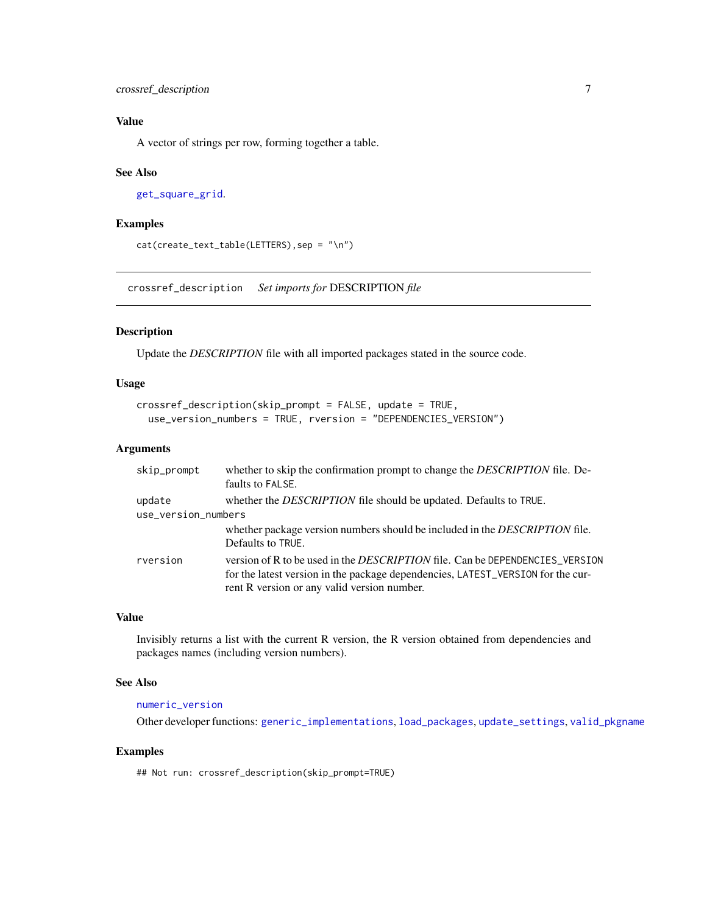### Value

A vector of strings per row, forming together a table.

### See Also

`get_square_grid`.

### Examples

```
cat(create_text_table(LETTERS),sep = "\n")
```

---

## crossref_description    *Set imports for* DESCRIPTION *file*

---

### Description

Update the *DESCRIPTION* file with all imported packages stated in the source code.

### Usage

```
crossref_description(skip_prompt = FALSE, update = TRUE,
  use_version_numbers = TRUE, rversion = "DEPENDENCIES_VERSION")
```

### Arguments

| | |
|---|---|
| `skip_prompt` | whether to skip the confirmation prompt to change the *DESCRIPTION* file. Defaults to `FALSE`. |
| `update` | whether the *DESCRIPTION* file should be updated. Defaults to `TRUE`. |
| `use_version_numbers` | whether package version numbers should be included in the *DESCRIPTION* file. Defaults to `TRUE`. |
| `rversion` | version of R to be used in the *DESCRIPTION* file. Can be `DEPENDENCIES_VERSION` for the latest version in the package dependencies, `LATEST_VERSION` for the current R version or any valid version number. |

### Value

Invisibly returns a list with the current R version, the R version obtained from dependencies and packages names (including version numbers).

### See Also

`numeric_version`

Other developer functions: `generic_implementations`, `load_packages`, `update_settings`, `valid_pkgname`

### Examples

```
## Not run: crossref_description(skip_prompt=TRUE)
```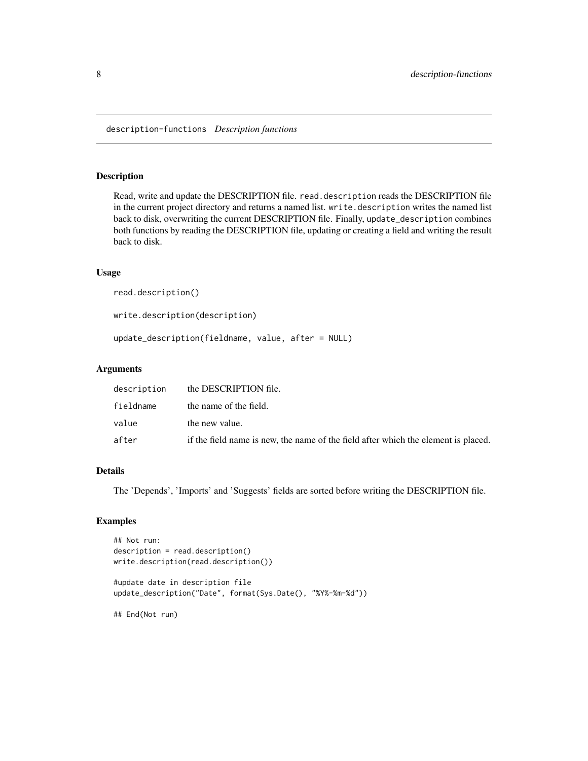## description-functions *Description functions*

### Description

Read, write and update the DESCRIPTION file. `read.description` reads the DESCRIPTION file in the current project directory and returns a named list. `write.description` writes the named list back to disk, overwriting the current DESCRIPTION file. Finally, `update_description` combines both functions by reading the DESCRIPTION file, updating or creating a field and writing the result back to disk.

### Usage

```
read.description()

write.description(description)

update_description(fieldname, value, after = NULL)
```

### Arguments

| | |
|---|---|
| `description` | the DESCRIPTION file. |
| `fieldname` | the name of the field. |
| `value` | the new value. |
| `after` | if the field name is new, the name of the field after which the element is placed. |

### Details

The 'Depends', 'Imports' and 'Suggests' fields are sorted before writing the DESCRIPTION file.

### Examples

```
## Not run:
description = read.description()
write.description(read.description())

#update date in description file
update_description("Date", format(Sys.Date(), "%Y%-%m-%d"))

## End(Not run)
```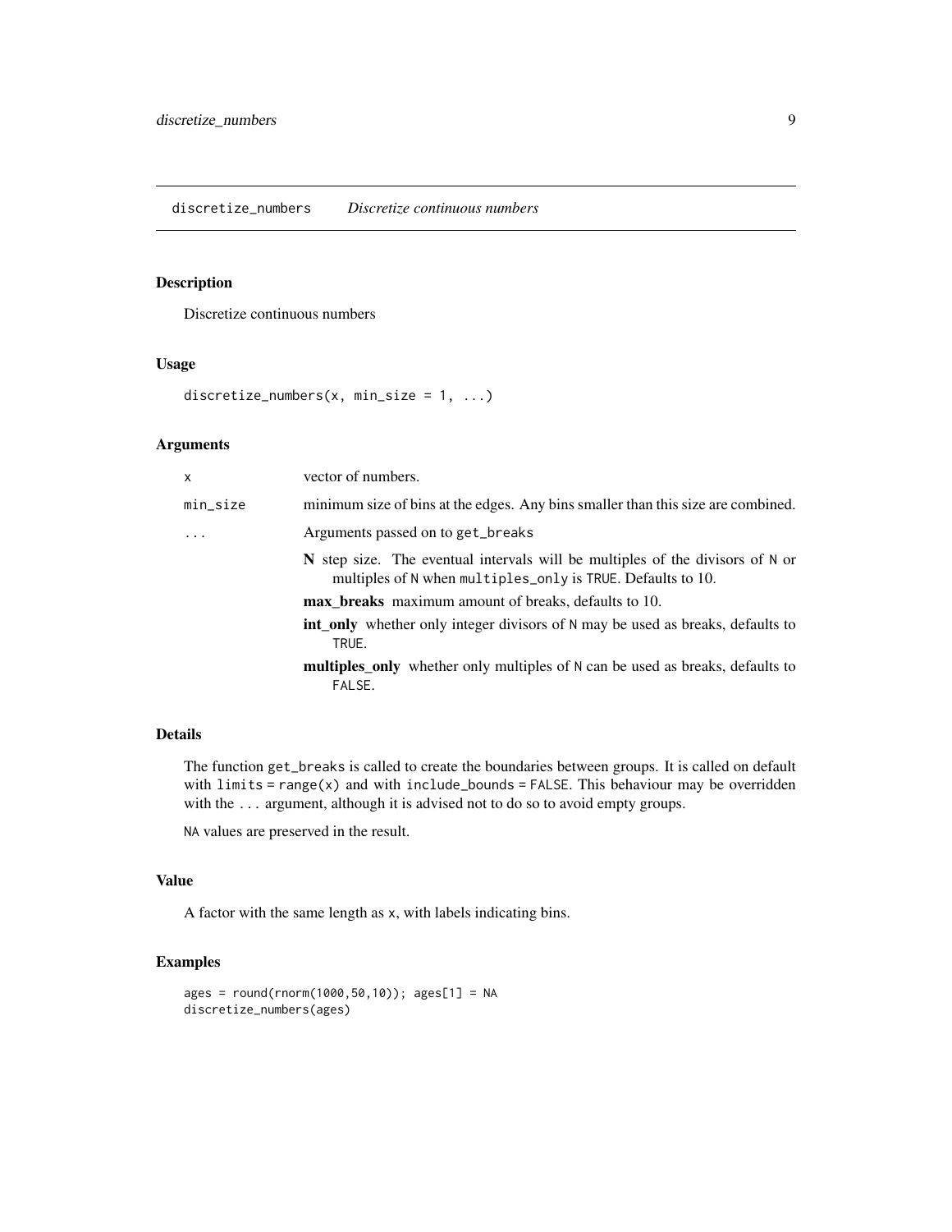## discretize_numbers *Discretize continuous numbers*

### Description

Discretize continuous numbers

### Usage

```
discretize_numbers(x, min_size = 1, ...)
```

### Arguments

| | |
|---|---|
| x | vector of numbers. |
| min_size | minimum size of bins at the edges. Any bins smaller than this size are combined. |
| ... | Arguments passed on to `get_breaks` |

- **N** step size. The eventual intervals will be multiples of the divisors of `N` or multiples of `N` when `multiples_only` is `TRUE`. Defaults to 10.
- **max_breaks** maximum amount of breaks, defaults to 10.
- **int_only** whether only integer divisors of `N` may be used as breaks, defaults to `TRUE`.
- **multiples_only** whether only multiples of `N` can be used as breaks, defaults to `FALSE`.

### Details

The function `get_breaks` is called to create the boundaries between groups. It is called on default with `limits = range(x)` and with `include_bounds = FALSE`. This behaviour may be overridden with the `...` argument, although it is advised not to do so to avoid empty groups.

`NA` values are preserved in the result.

### Value

A factor with the same length as `x`, with labels indicating bins.

### Examples

```
ages = round(rnorm(1000,50,10)); ages[1] = NA
discretize_numbers(ages)
```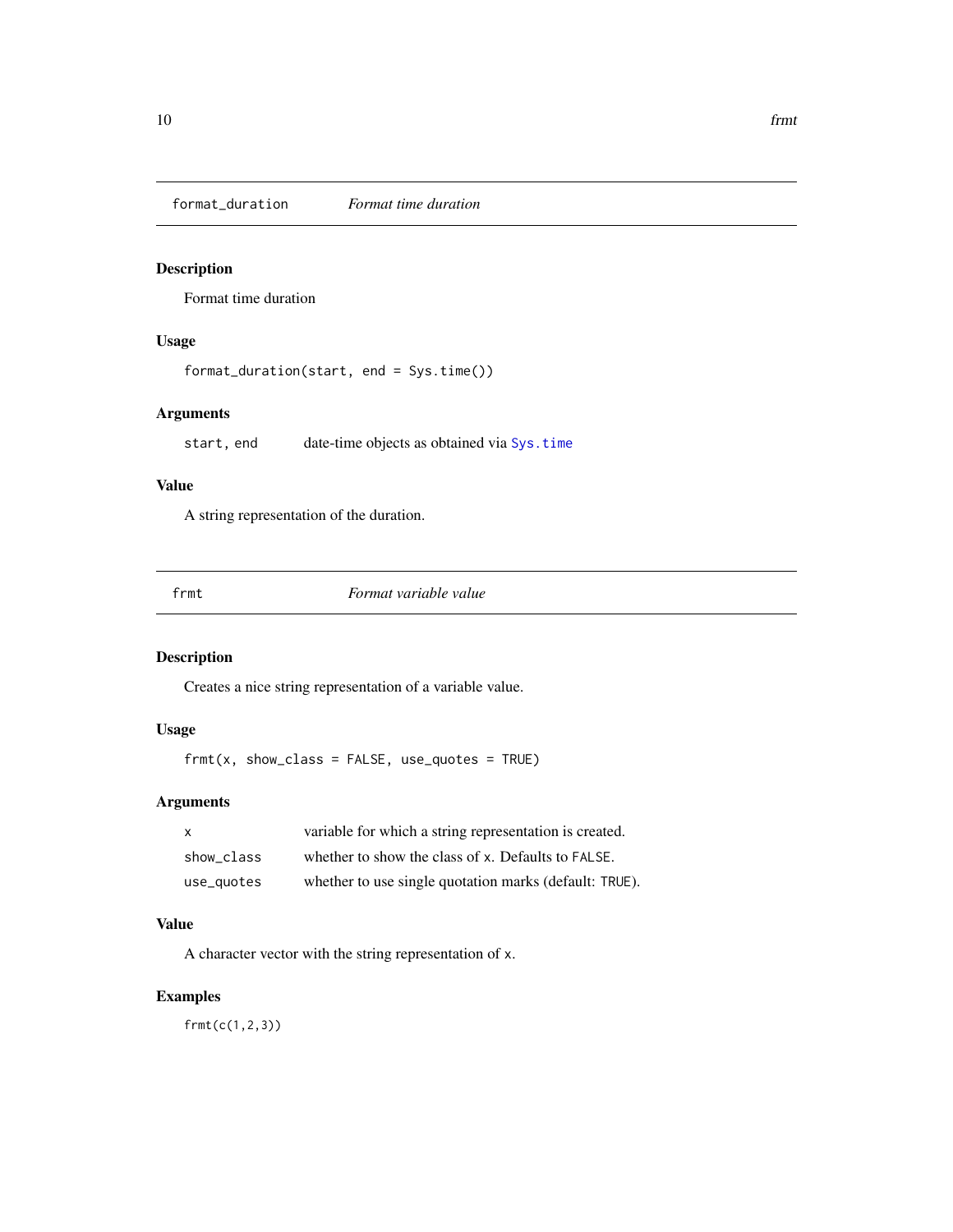## format_duration *Format time duration*

### Description

Format time duration

### Usage

```
format_duration(start, end = Sys.time())
```

### Arguments

| | |
|---|---|
| start, end | date-time objects as obtained via `Sys.time` |

### Value

A string representation of the duration.

## frmt *Format variable value*

### Description

Creates a nice string representation of a variable value.

### Usage

```
frmt(x, show_class = FALSE, use_quotes = TRUE)
```

### Arguments

| | |
|---|---|
| x | variable for which a string representation is created. |
| show_class | whether to show the class of `x`. Defaults to `FALSE`. |
| use_quotes | whether to use single quotation marks (default: `TRUE`). |

### Value

A character vector with the string representation of `x`.

### Examples

```
frmt(c(1,2,3))
```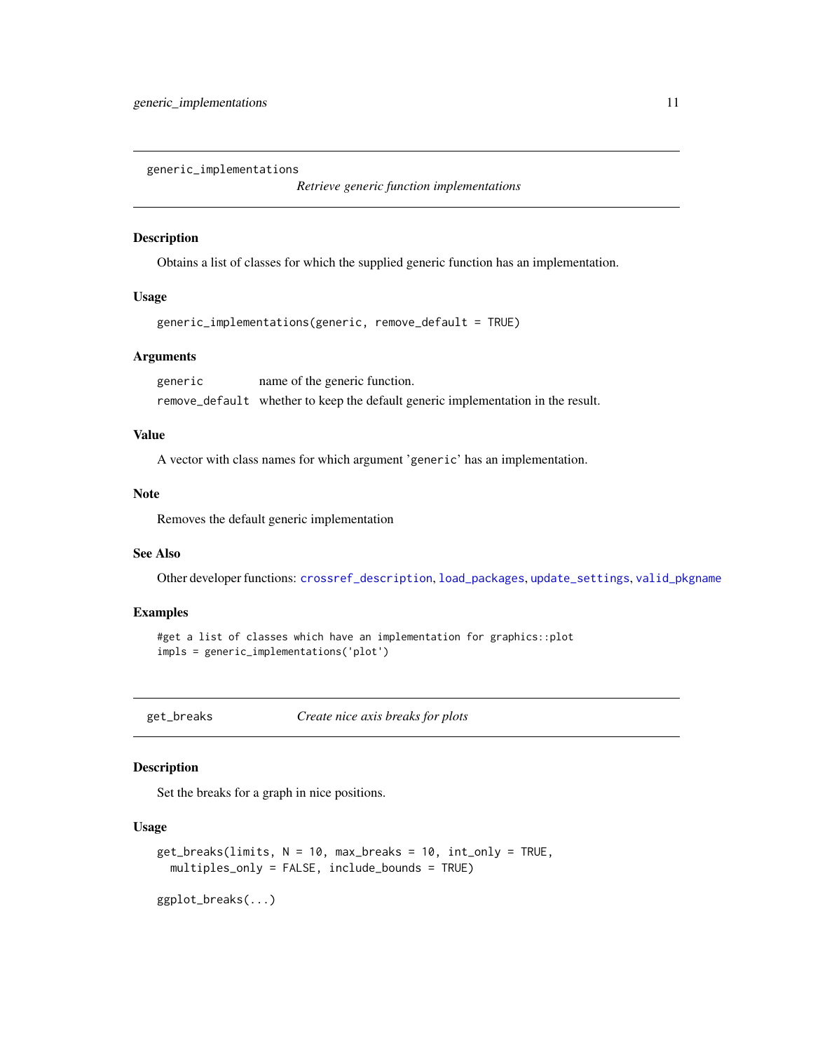## generic_implementations

*Retrieve generic function implementations*

### Description

Obtains a list of classes for which the supplied generic function has an implementation.

### Usage

```
generic_implementations(generic, remove_default = TRUE)
```

### Arguments

| | |
|---|---|
| `generic` | name of the generic function. |
| `remove_default` | whether to keep the default generic implementation in the result. |

### Value

A vector with class names for which argument '`generic`' has an implementation.

### Note

Removes the default generic implementation

### See Also

Other developer functions: `crossref_description`, `load_packages`, `update_settings`, `valid_pkgname`

### Examples

```
#get a list of classes which have an implementation for graphics::plot
impls = generic_implementations('plot')
```

## get_breaks

*Create nice axis breaks for plots*

### Description

Set the breaks for a graph in nice positions.

### Usage

```
get_breaks(limits, N = 10, max_breaks = 10, int_only = TRUE,
  multiples_only = FALSE, include_bounds = TRUE)

ggplot_breaks(...)
```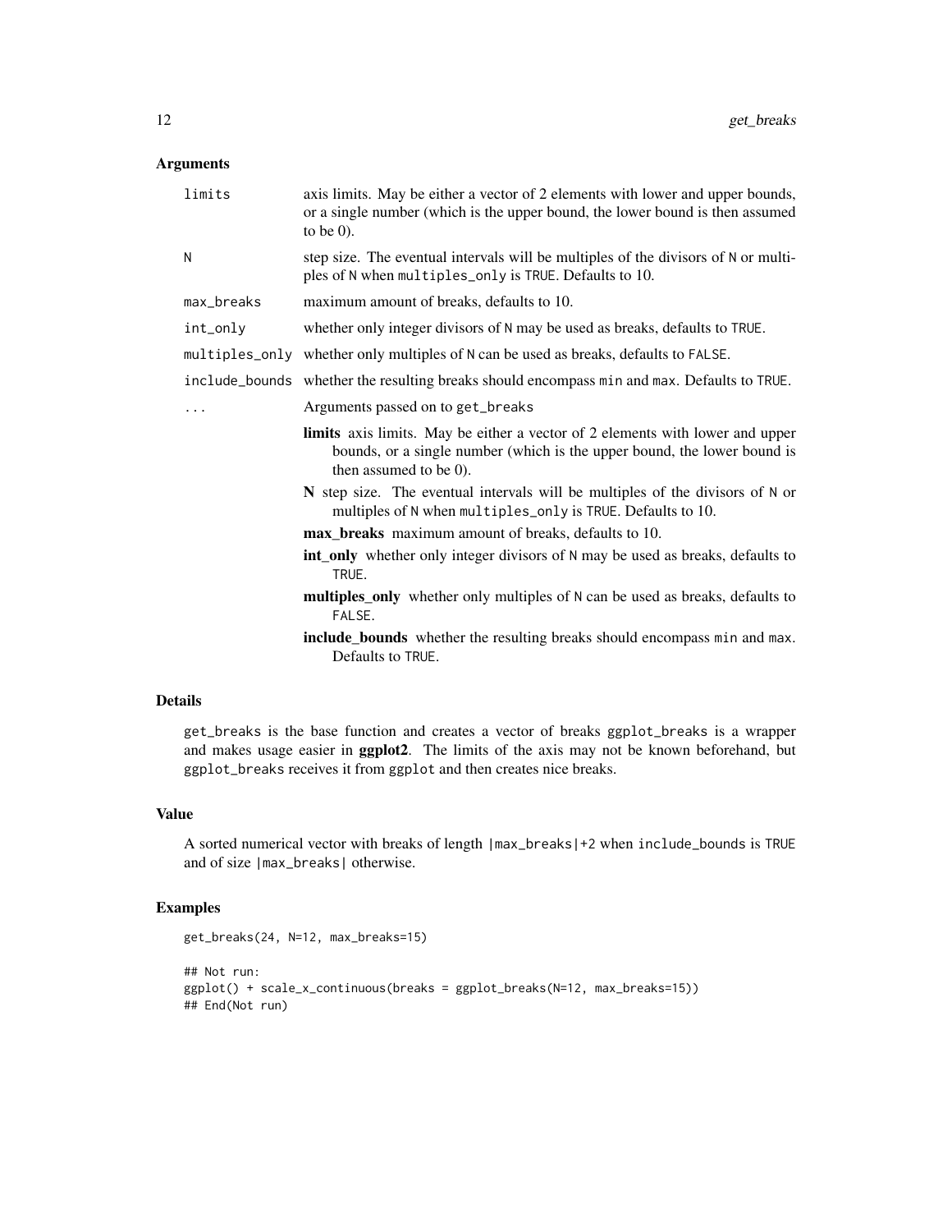### Arguments

| | |
|---|---|
| `limits` | axis limits. May be either a vector of 2 elements with lower and upper bounds, or a single number (which is the upper bound, the lower bound is then assumed to be 0). |
| `N` | step size. The eventual intervals will be multiples of the divisors of `N` or multiples of `N` when `multiples_only` is `TRUE`. Defaults to 10. |
| `max_breaks` | maximum amount of breaks, defaults to 10. |
| `int_only` | whether only integer divisors of `N` may be used as breaks, defaults to `TRUE`. |
| `multiples_only` | whether only multiples of `N` can be used as breaks, defaults to `FALSE`. |
| `include_bounds` | whether the resulting breaks should encompass `min` and `max`. Defaults to `TRUE`. |
| `...` | Arguments passed on to `get_breaks` |

- **limits** axis limits. May be either a vector of 2 elements with lower and upper bounds, or a single number (which is the upper bound, the lower bound is then assumed to be 0).
- **N** step size. The eventual intervals will be multiples of the divisors of `N` or multiples of `N` when `multiples_only` is `TRUE`. Defaults to 10.
- **max_breaks** maximum amount of breaks, defaults to 10.
- **int_only** whether only integer divisors of `N` may be used as breaks, defaults to `TRUE`.
- **multiples_only** whether only multiples of `N` can be used as breaks, defaults to `FALSE`.
- **include_bounds** whether the resulting breaks should encompass `min` and `max`. Defaults to `TRUE`.

### Details

`get_breaks` is the base function and creates a vector of breaks `ggplot_breaks` is a wrapper and makes usage easier in **ggplot2**. The limits of the axis may not be known beforehand, but `ggplot_breaks` receives it from `ggplot` and then creates nice breaks.

### Value

A sorted numerical vector with breaks of length `|max_breaks|+2` when `include_bounds` is `TRUE` and of size `|max_breaks|` otherwise.

### Examples

```
get_breaks(24, N=12, max_breaks=15)

## Not run:
ggplot() + scale_x_continuous(breaks = ggplot_breaks(N=12, max_breaks=15))
## End(Not run)
```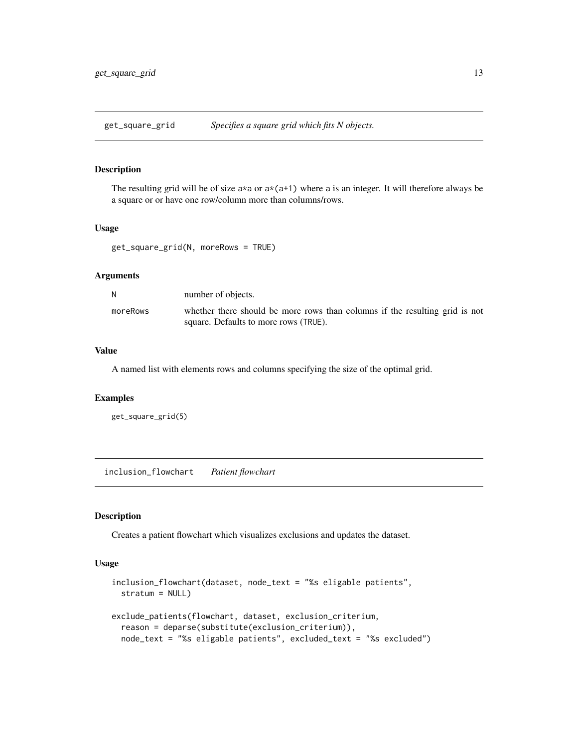## get_square_grid — *Specifies a square grid which fits N objects.*

### Description

The resulting grid will be of size `a*a` or `a*(a+1)` where `a` is an integer. It will therefore always be a square or or have one row/column more than columns/rows.

### Usage

```
get_square_grid(N, moreRows = TRUE)
```

### Arguments

| | |
|---|---|
| `N` | number of objects. |
| `moreRows` | whether there should be more rows than columns if the resulting grid is not square. Defaults to more rows (`TRUE`). |

### Value

A named list with elements rows and columns specifying the size of the optimal grid.

### Examples

```
get_square_grid(5)
```

## inclusion_flowchart — *Patient flowchart*

### Description

Creates a patient flowchart which visualizes exclusions and updates the dataset.

### Usage

```
inclusion_flowchart(dataset, node_text = "%s eligable patients",
  stratum = NULL)

exclude_patients(flowchart, dataset, exclusion_criterium,
  reason = deparse(substitute(exclusion_criterium)),
  node_text = "%s eligable patients", excluded_text = "%s excluded")
```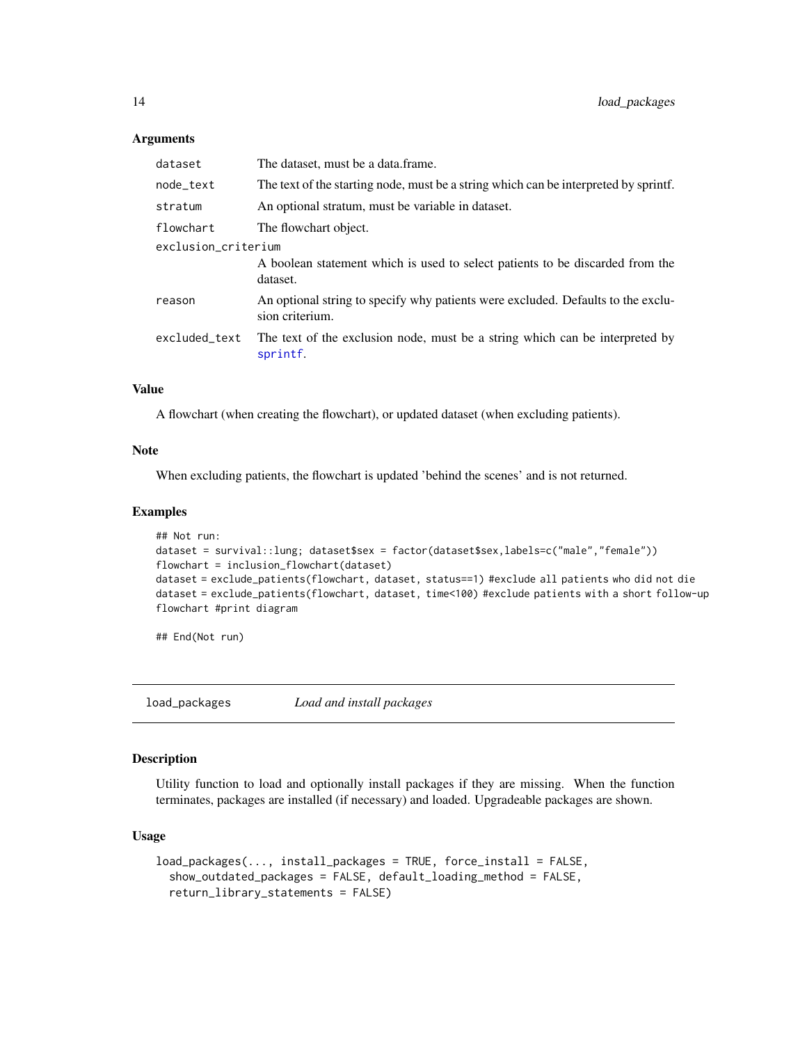### Arguments

| | |
|---|---|
| `dataset` | The dataset, must be a data.frame. |
| `node_text` | The text of the starting node, must be a string which can be interpreted by sprintf. |
| `stratum` | An optional stratum, must be variable in dataset. |
| `flowchart` | The flowchart object. |
| `exclusion_criterium` | A boolean statement which is used to select patients to be discarded from the dataset. |
| `reason` | An optional string to specify why patients were excluded. Defaults to the exclusion criterium. |
| `excluded_text` | The text of the exclusion node, must be a string which can be interpreted by sprintf. |

### Value

A flowchart (when creating the flowchart), or updated dataset (when excluding patients).

### Note

When excluding patients, the flowchart is updated 'behind the scenes' and is not returned.

### Examples

```
## Not run:
dataset = survival::lung; dataset$sex = factor(dataset$sex,labels=c("male","female"))
flowchart = inclusion_flowchart(dataset)
dataset = exclude_patients(flowchart, dataset, status==1) #exclude all patients who did not die
dataset = exclude_patients(flowchart, dataset, time<100) #exclude patients with a short follow-up
flowchart #print diagram

## End(Not run)
```

---

## load_packages *Load and install packages*

### Description

Utility function to load and optionally install packages if they are missing. When the function terminates, packages are installed (if necessary) and loaded. Upgradeable packages are shown.

### Usage

```
load_packages(..., install_packages = TRUE, force_install = FALSE,
  show_outdated_packages = FALSE, default_loading_method = FALSE,
  return_library_statements = FALSE)
```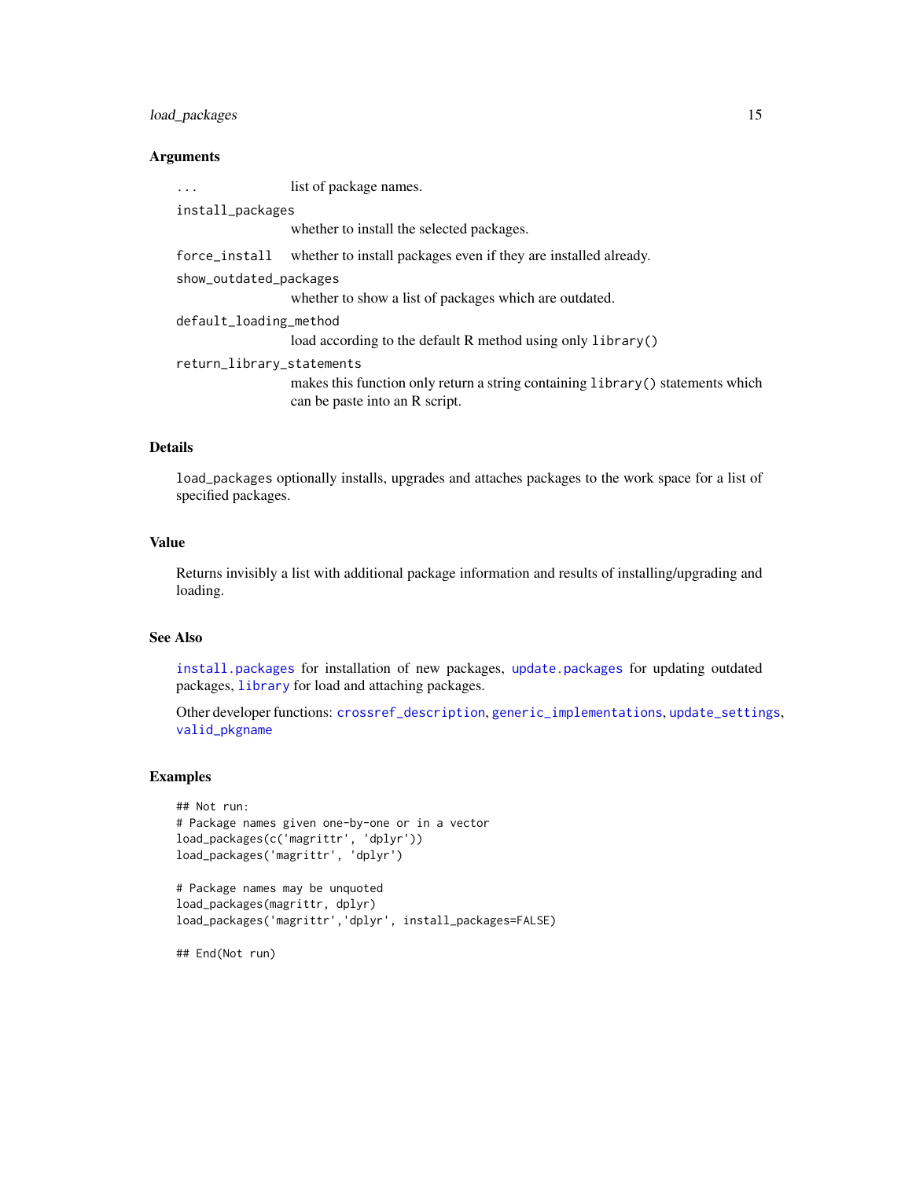## Arguments

- `...` list of package names.
- `install_packages` whether to install the selected packages.
- `force_install` whether to install packages even if they are installed already.
- `show_outdated_packages` whether to show a list of packages which are outdated.
- `default_loading_method` load according to the default R method using only `library()`
- `return_library_statements` makes this function only return a string containing `library()` statements which can be paste into an R script.

## Details

`load_packages` optionally installs, upgrades and attaches packages to the work space for a list of specified packages.

## Value

Returns invisibly a list with additional package information and results of installing/upgrading and loading.

## See Also

`install.packages` for installation of new packages, `update.packages` for updating outdated packages, `library` for load and attaching packages.

Other developer functions: `crossref_description`, `generic_implementations`, `update_settings`, `valid_pkgname`

## Examples

```
## Not run:
# Package names given one-by-one or in a vector
load_packages(c('magrittr', 'dplyr'))
load_packages('magrittr', 'dplyr')

# Package names may be unquoted
load_packages(magrittr, dplyr)
load_packages('magrittr','dplyr', install_packages=FALSE)

## End(Not run)
```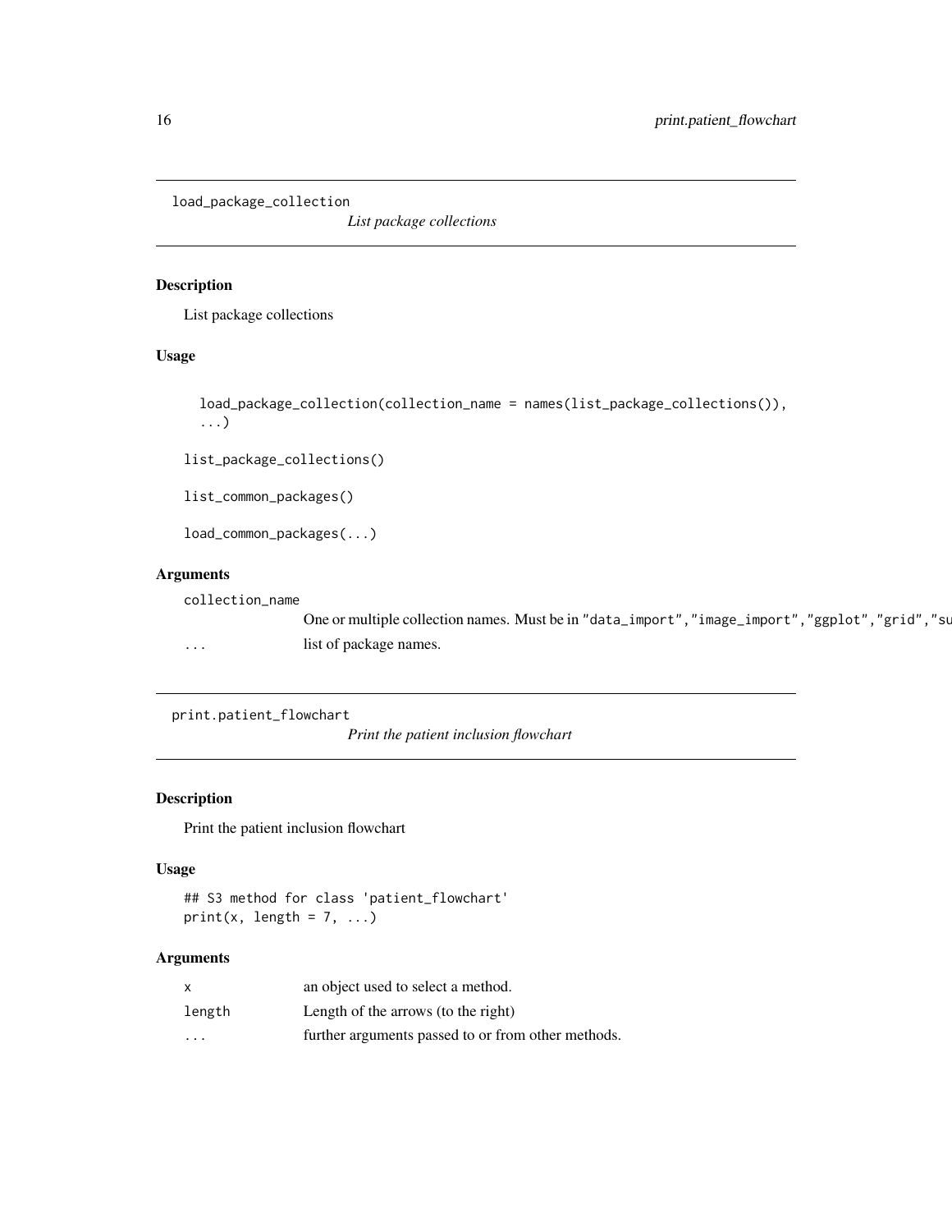## load_package_collection

*List package collections*

### Description

List package collections

### Usage

```
load_package_collection(collection_name = names(list_package_collections()),
  ...)

list_package_collections()

list_common_packages()

load_common_packages(...)
```

### Arguments

| | |
|---|---|
| collection_name | One or multiple collection names. Must be in "data_import","image_import","ggplot","grid","su |
| ... | list of package names. |

## print.patient_flowchart

*Print the patient inclusion flowchart*

### Description

Print the patient inclusion flowchart

### Usage

```
## S3 method for class 'patient_flowchart'
print(x, length = 7, ...)
```

### Arguments

| | |
|---|---|
| x | an object used to select a method. |
| length | Length of the arrows (to the right) |
| ... | further arguments passed to or from other methods. |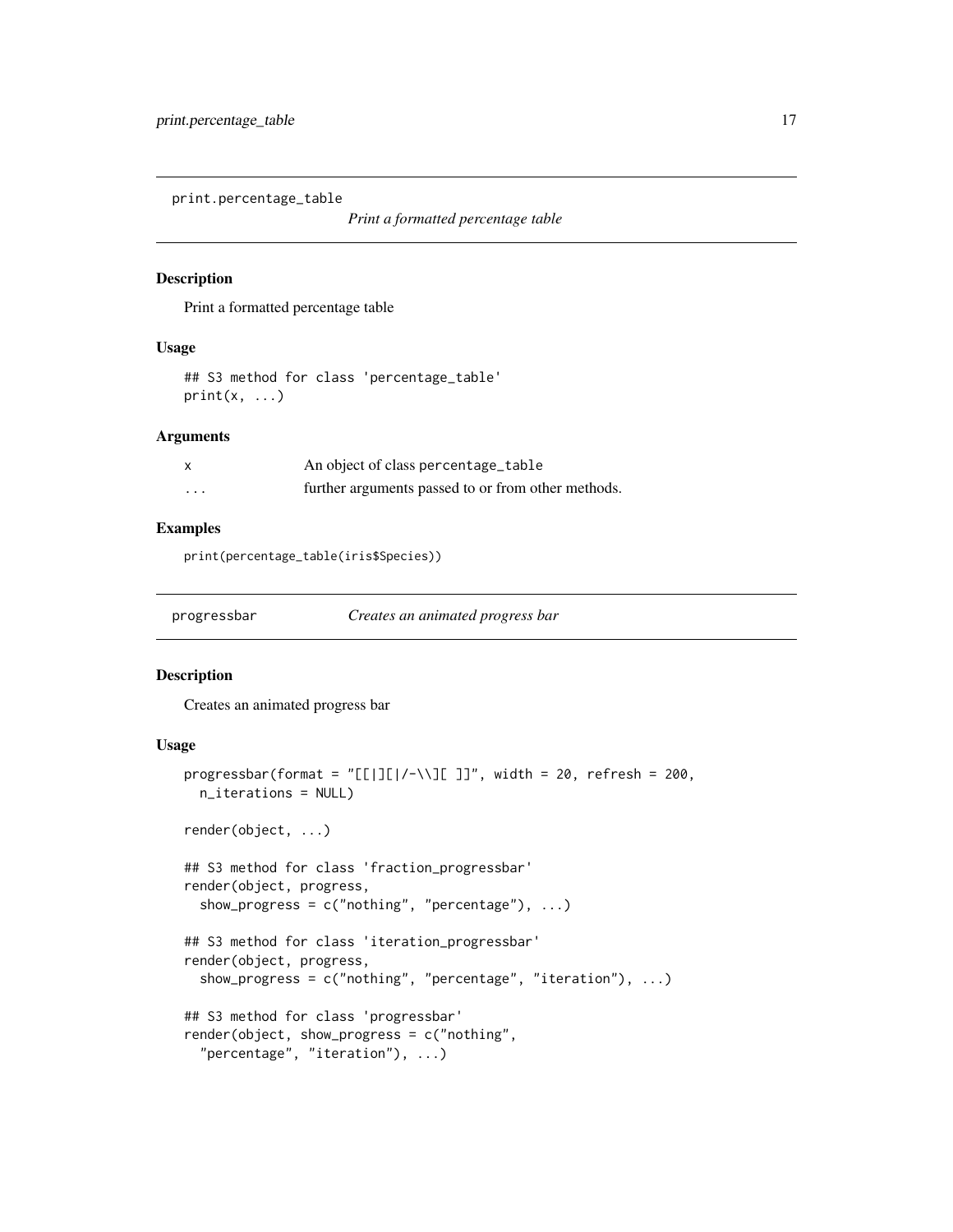## print.percentage_table

*Print a formatted percentage table*

### Description

Print a formatted percentage table

### Usage

```
## S3 method for class 'percentage_table'
print(x, ...)
```

### Arguments

| | |
|---|---|
| x | An object of class percentage_table |
| ... | further arguments passed to or from other methods. |

### Examples

```
print(percentage_table(iris$Species))
```

## progressbar

*Creates an animated progress bar*

### Description

Creates an animated progress bar

### Usage

```
progressbar(format = "[[|][|/-\\][ ]]", width = 20, refresh = 200,
  n_iterations = NULL)

render(object, ...)

## S3 method for class 'fraction_progressbar'
render(object, progress,
  show_progress = c("nothing", "percentage"), ...)

## S3 method for class 'iteration_progressbar'
render(object, progress,
  show_progress = c("nothing", "percentage", "iteration"), ...)

## S3 method for class 'progressbar'
render(object, show_progress = c("nothing",
  "percentage", "iteration"), ...)
```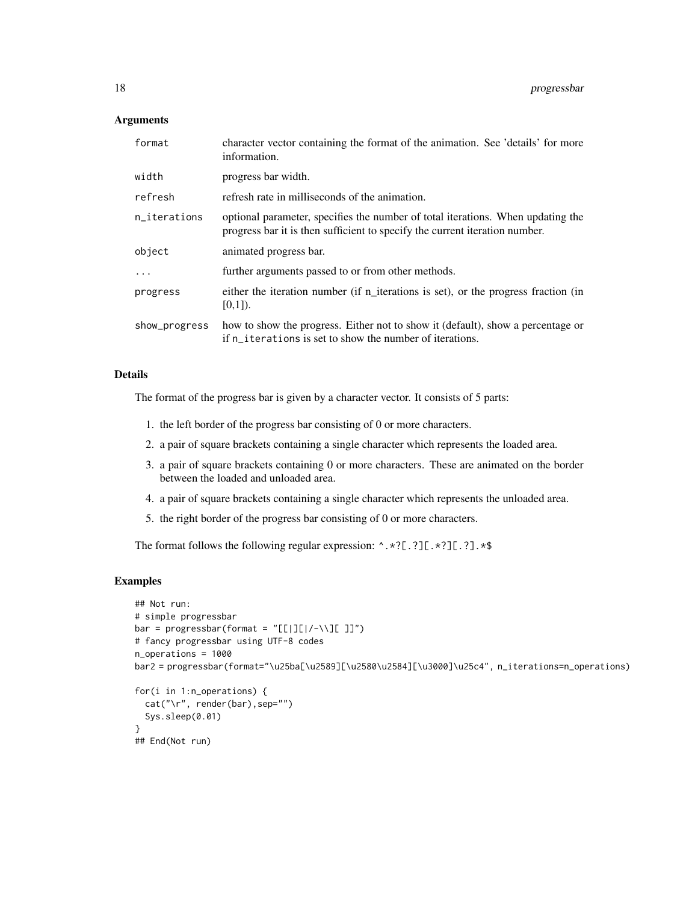### Arguments

| | |
|---|---|
| `format` | character vector containing the format of the animation. See 'details' for more information. |
| `width` | progress bar width. |
| `refresh` | refresh rate in milliseconds of the animation. |
| `n_iterations` | optional parameter, specifies the number of total iterations. When updating the progress bar it is then sufficient to specify the current iteration number. |
| `object` | animated progress bar. |
| `...` | further arguments passed to or from other methods. |
| `progress` | either the iteration number (if n_iterations is set), or the progress fraction (in [0,1]). |
| `show_progress` | how to show the progress. Either not to show it (default), show a percentage or if `n_iterations` is set to show the number of iterations. |

### Details

The format of the progress bar is given by a character vector. It consists of 5 parts:

1. the left border of the progress bar consisting of 0 or more characters.
2. a pair of square brackets containing a single character which represents the loaded area.
3. a pair of square brackets containing 0 or more characters. These are animated on the border between the loaded and unloaded area.
4. a pair of square brackets containing a single character which represents the unloaded area.
5. the right border of the progress bar consisting of 0 or more characters.

The format follows the following regular expression: `^.*?[.?][.*?][.?].*$`

### Examples

```
## Not run:
# simple progressbar
bar = progressbar(format = "[[|][|/-\\][ ]]")
# fancy progressbar using UTF-8 codes
n_operations = 1000
bar2 = progressbar(format="\u25ba[\u2589][\u2580\u2584][\u3000]\u25c4", n_iterations=n_operations)

for(i in 1:n_operations) {
  cat("\r", render(bar),sep="")
  Sys.sleep(0.01)
}
## End(Not run)
```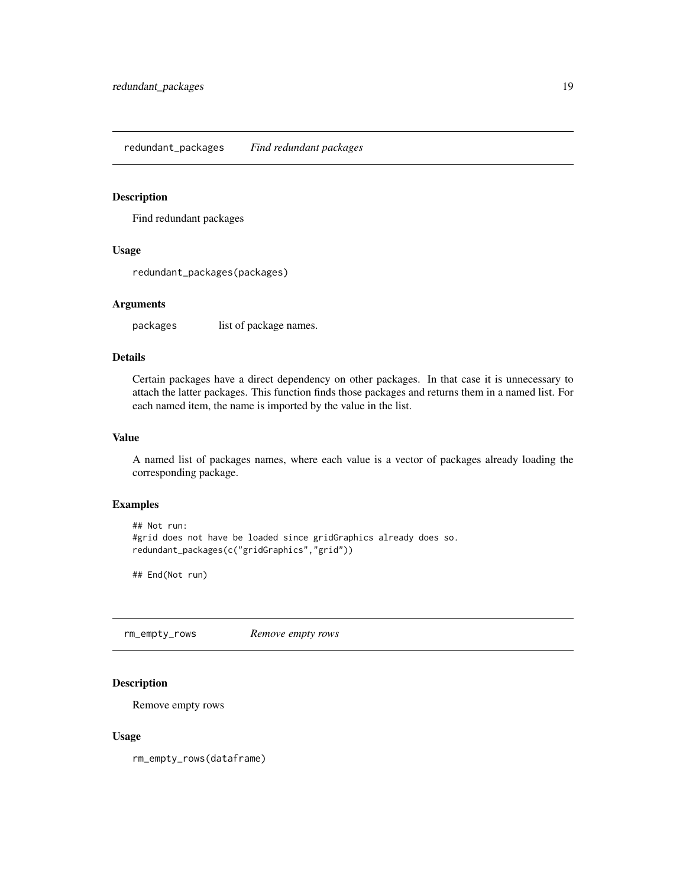## redundant_packages *Find redundant packages*

### Description

Find redundant packages

### Usage

```
redundant_packages(packages)
```

### Arguments

| | |
|---|---|
| packages | list of package names. |

### Details

Certain packages have a direct dependency on other packages. In that case it is unnecessary to attach the latter packages. This function finds those packages and returns them in a named list. For each named item, the name is imported by the value in the list.

### Value

A named list of packages names, where each value is a vector of packages already loading the corresponding package.

### Examples

```
## Not run:
#grid does not have be loaded since gridGraphics already does so.
redundant_packages(c("gridGraphics","grid"))

## End(Not run)
```

## rm_empty_rows *Remove empty rows*

### Description

Remove empty rows

### Usage

```
rm_empty_rows(dataframe)
```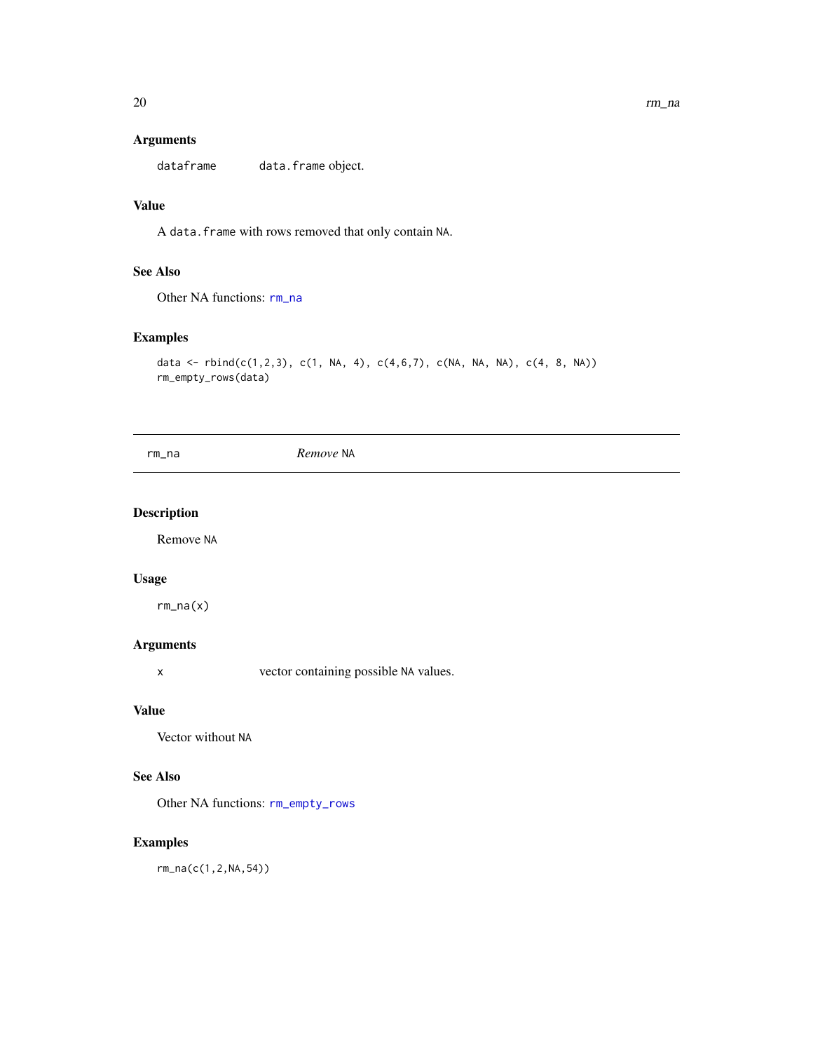### Arguments

`dataframe` `data.frame` object.

### Value

A `data.frame` with rows removed that only contain `NA`.

### See Also

Other NA functions: `rm_na`

### Examples

```
data <- rbind(c(1,2,3), c(1, NA, 4), c(4,6,7), c(NA, NA, NA), c(4, 8, NA))
rm_empty_rows(data)
```

---

## rm_na — *Remove* NA

### Description

Remove `NA`

### Usage

```
rm_na(x)
```

### Arguments

`x` vector containing possible `NA` values.

### Value

Vector without `NA`

### See Also

Other NA functions: `rm_empty_rows`

### Examples

```
rm_na(c(1,2,NA,54))
```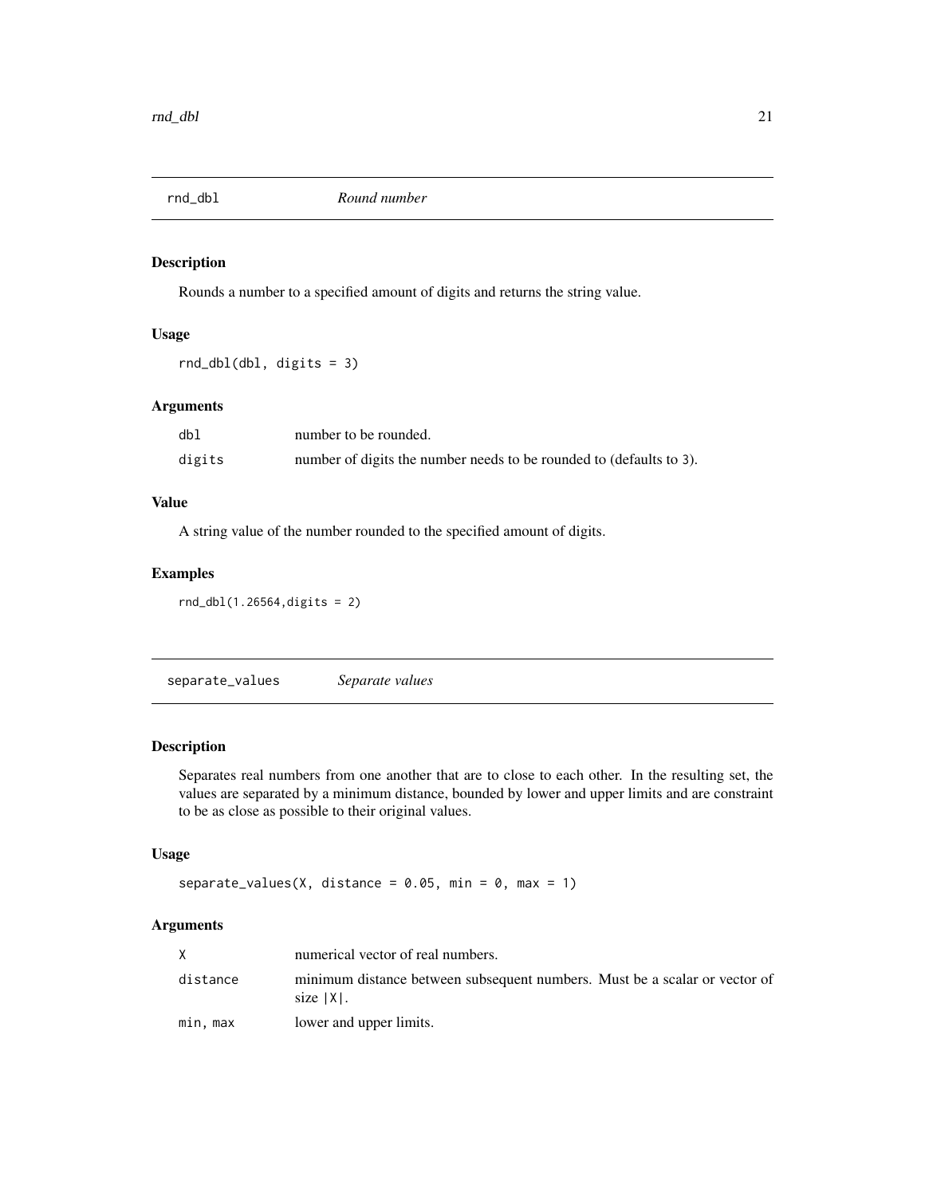## rnd_dbl *Round number*

### Description

Rounds a number to a specified amount of digits and returns the string value.

### Usage

```
rnd_dbl(dbl, digits = 3)
```

### Arguments

| | |
|---|---|
| dbl | number to be rounded. |
| digits | number of digits the number needs to be rounded to (defaults to 3). |

### Value

A string value of the number rounded to the specified amount of digits.

### Examples

```
rnd_dbl(1.26564,digits = 2)
```

## separate_values *Separate values*

### Description

Separates real numbers from one another that are to close to each other. In the resulting set, the values are separated by a minimum distance, bounded by lower and upper limits and are constraint to be as close as possible to their original values.

### Usage

```
separate_values(X, distance = 0.05, min = 0, max = 1)
```

### Arguments

| | |
|---|---|
| X | numerical vector of real numbers. |
| distance | minimum distance between subsequent numbers. Must be a scalar or vector of size \|X\|. |
| min, max | lower and upper limits. |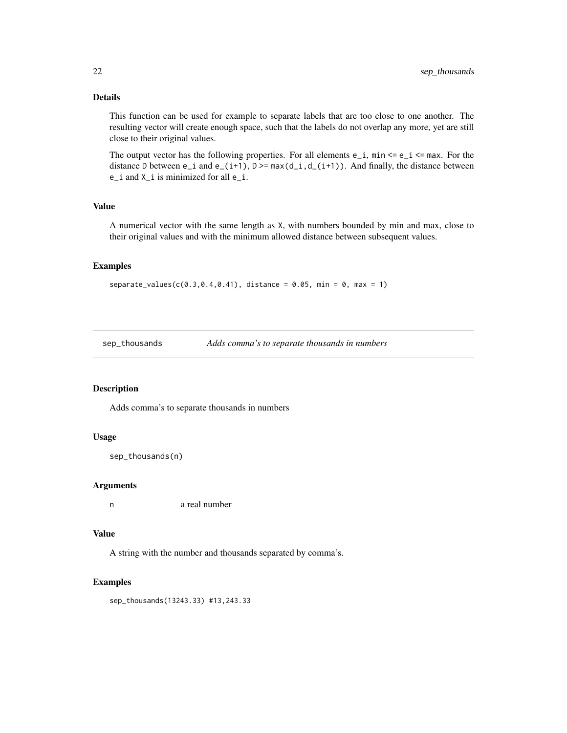### Details

This function can be used for example to separate labels that are too close to one another. The resulting vector will create enough space, such that the labels do not overlap any more, yet are still close to their original values.

The output vector has the following properties. For all elements `e_i`, `min <= e_i <= max`. For the distance `D` between `e_i` and `e_(i+1)`, `D >= max(d_i,d_(i+1))`. And finally, the distance between `e_i` and `X_i` is minimized for all `e_i`.

### Value

A numerical vector with the same length as `X`, with numbers bounded by min and max, close to their original values and with the minimum allowed distance between subsequent values.

### Examples

```
separate_values(c(0.3,0.4,0.41), distance = 0.05, min = 0, max = 1)
```

---

## sep_thousands *Adds comma's to separate thousands in numbers*

---

### Description

Adds comma's to separate thousands in numbers

### Usage

```
sep_thousands(n)
```

### Arguments

| | |
|---|---|
| n | a real number |

### Value

A string with the number and thousands separated by comma's.

### Examples

```
sep_thousands(13243.33) #13,243.33
```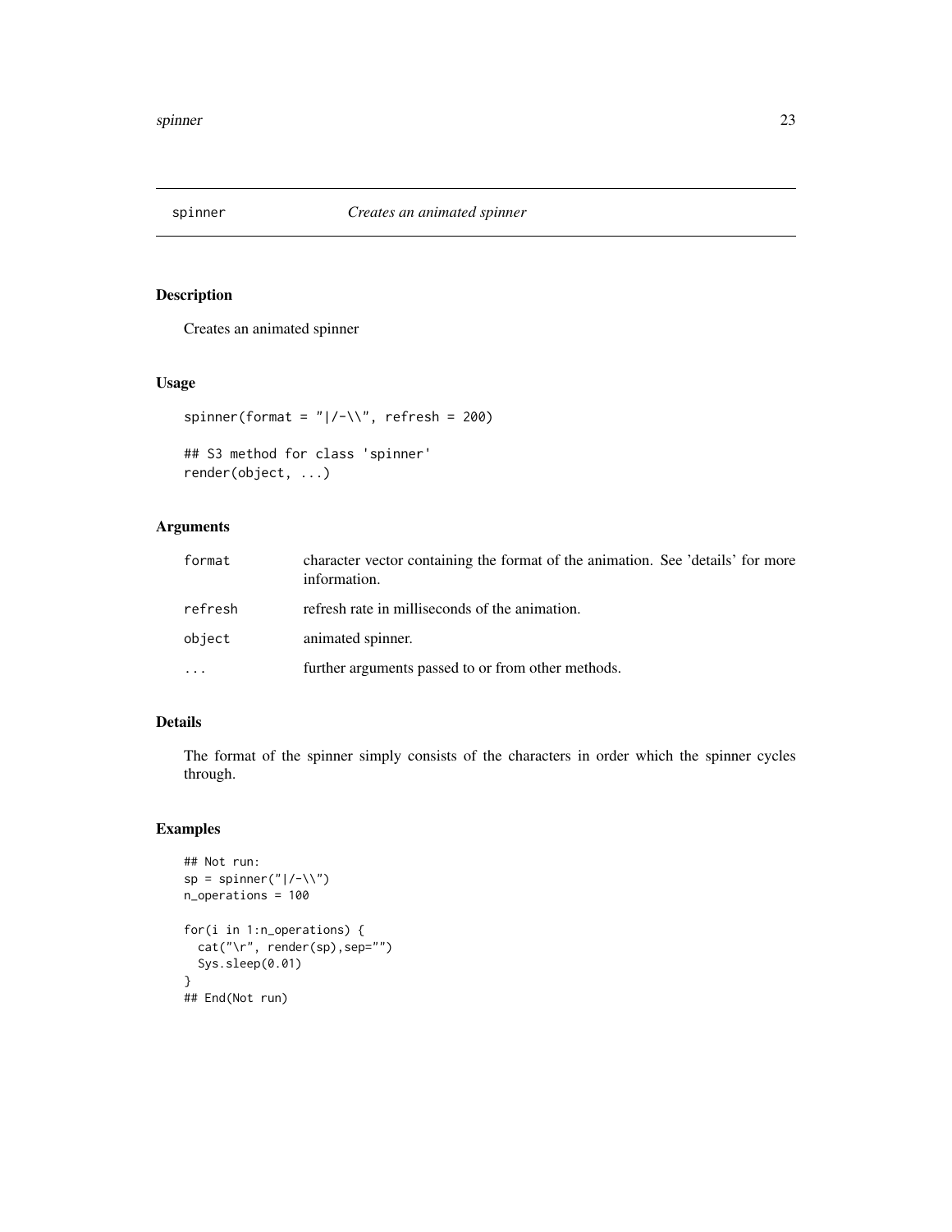# spinner *Creates an animated spinner*

## Description

Creates an animated spinner

## Usage

```
spinner(format = "|/-\\", refresh = 200)

## S3 method for class 'spinner'
render(object, ...)
```

## Arguments

| | |
|---|---|
| format | character vector containing the format of the animation. See 'details' for more information. |
| refresh | refresh rate in milliseconds of the animation. |
| object | animated spinner. |
| ... | further arguments passed to or from other methods. |

## Details

The format of the spinner simply consists of the characters in order which the spinner cycles through.

## Examples

```
## Not run:
sp = spinner("|/-\\")
n_operations = 100

for(i in 1:n_operations) {
  cat("\r", render(sp),sep="")
  Sys.sleep(0.01)
}
## End(Not run)
```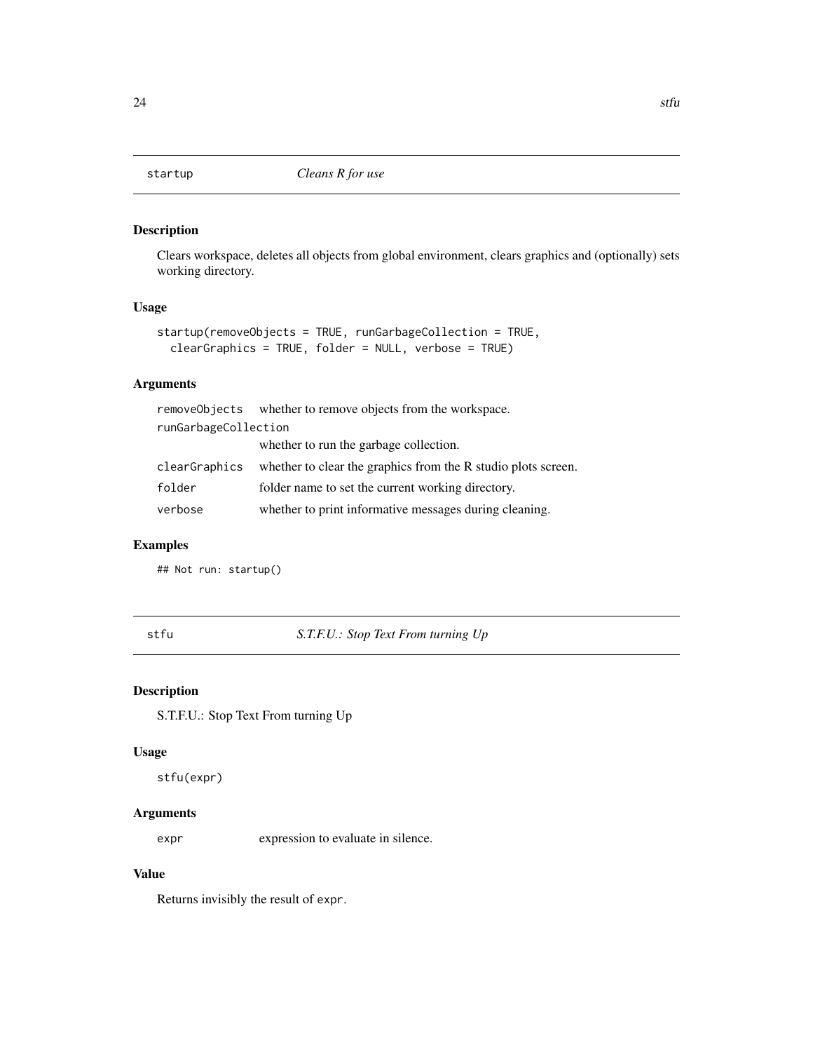## startup *Cleans R for use*

### Description

Clears workspace, deletes all objects from global environment, clears graphics and (optionally) sets working directory.

### Usage

```
startup(removeObjects = TRUE, runGarbageCollection = TRUE,
  clearGraphics = TRUE, folder = NULL, verbose = TRUE)
```

### Arguments

| | |
|---|---|
| `removeObjects` | whether to remove objects from the workspace. |
| `runGarbageCollection` | whether to run the garbage collection. |
| `clearGraphics` | whether to clear the graphics from the R studio plots screen. |
| `folder` | folder name to set the current working directory. |
| `verbose` | whether to print informative messages during cleaning. |

### Examples

```
## Not run: startup()
```

## stfu *S.T.F.U.: Stop Text From turning Up*

### Description

S.T.F.U.: Stop Text From turning Up

### Usage

```
stfu(expr)
```

### Arguments

| | |
|---|---|
| `expr` | expression to evaluate in silence. |

### Value

Returns invisibly the result of `expr`.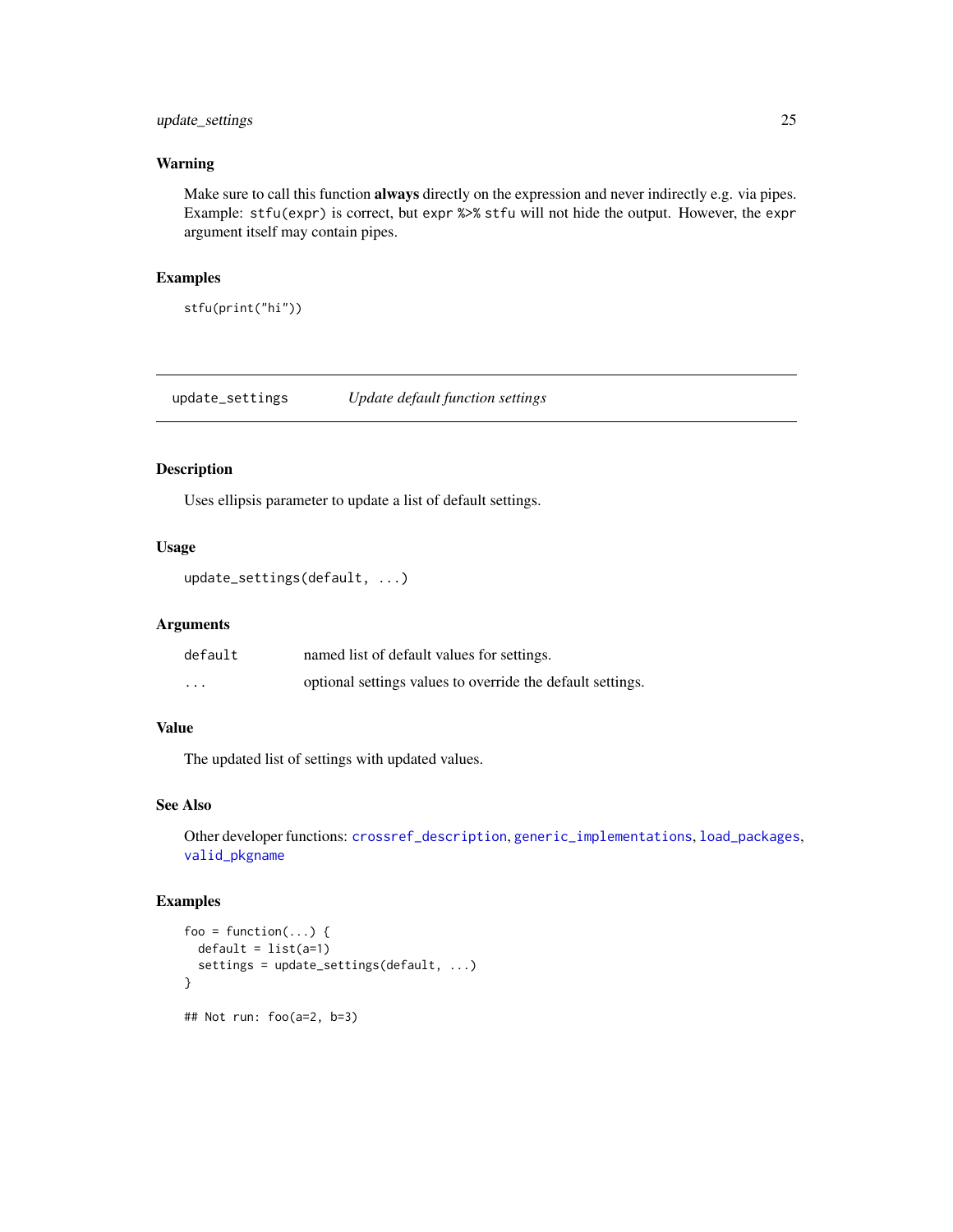### Warning

Make sure to call this function **always** directly on the expression and never indirectly e.g. via pipes. Example: `stfu(expr)` is correct, but `expr %>% stfu` will not hide the output. However, the `expr` argument itself may contain pipes.

### Examples

```
stfu(print("hi"))
```

---

## update_settings — *Update default function settings*

### Description

Uses ellipsis parameter to update a list of default settings.

### Usage

```
update_settings(default, ...)
```

### Arguments

| | |
|---|---|
| `default` | named list of default values for settings. |
| `...` | optional settings values to override the default settings. |

### Value

The updated list of settings with updated values.

### See Also

Other developer functions: `crossref_description`, `generic_implementations`, `load_packages`, `valid_pkgname`

### Examples

```
foo = function(...) {
  default = list(a=1)
  settings = update_settings(default, ...)
}

## Not run: foo(a=2, b=3)
```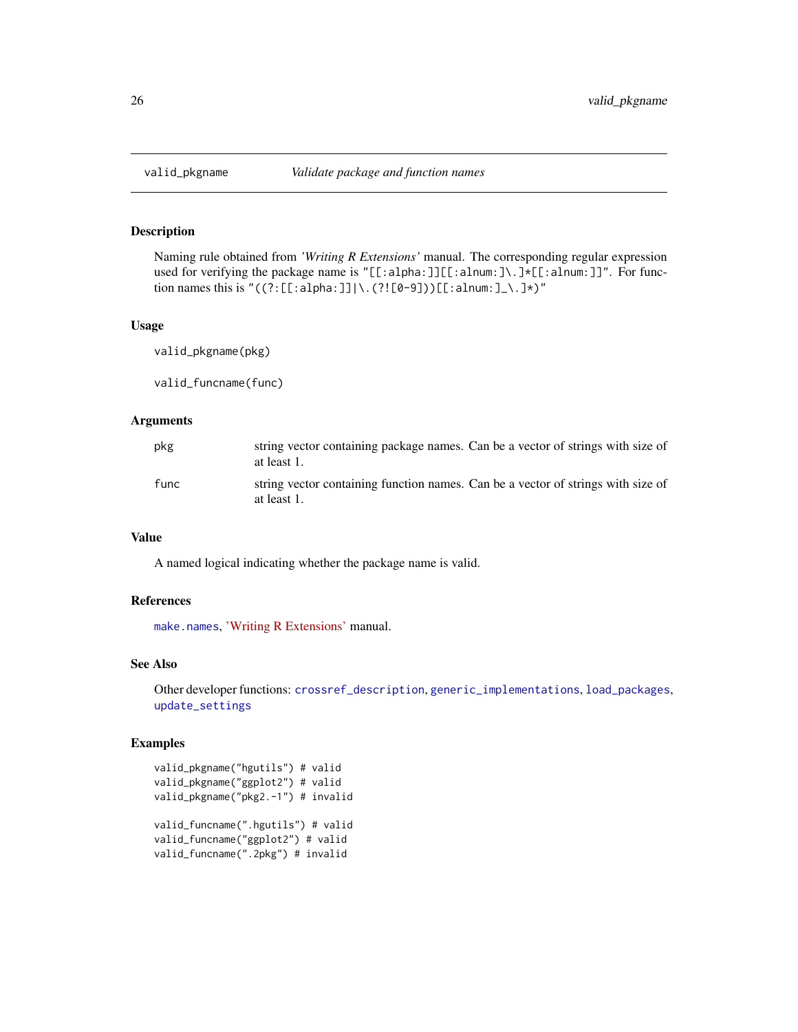# valid_pkgname — *Validate package and function names*

## Description

Naming rule obtained from *'Writing R Extensions'* manual. The corresponding regular expression used for verifying the package name is `"[[:alpha:]][[:alnum:]\.]*[[:alnum:]]"`. For function names this is `"((?:[[:alpha:]]|\.(?![0-9]))[[:alnum:]_\.]*)"`

## Usage

```
valid_pkgname(pkg)

valid_funcname(func)
```

## Arguments

| | |
|---|---|
| `pkg` | string vector containing package names. Can be a vector of strings with size of at least 1. |
| `func` | string vector containing function names. Can be a vector of strings with size of at least 1. |

## Value

A named logical indicating whether the package name is valid.

## References

`make.names`, 'Writing R Extensions' manual.

## See Also

Other developer functions: `crossref_description`, `generic_implementations`, `load_packages`, `update_settings`

## Examples

```
valid_pkgname("hgutils") # valid
valid_pkgname("ggplot2") # valid
valid_pkgname("pkg2.-1") # invalid

valid_funcname(".hgutils") # valid
valid_funcname("ggplot2") # valid
valid_funcname(".2pkg") # invalid
```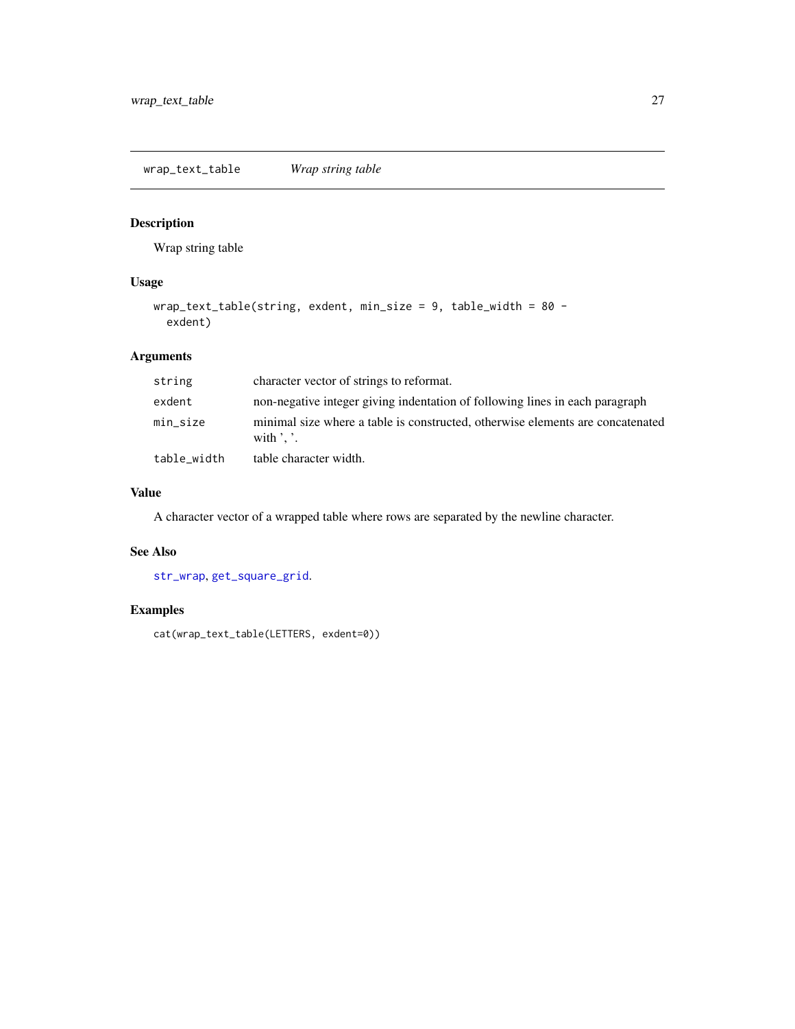## wrap_text_table *Wrap string table*

### Description

Wrap string table

### Usage

```
wrap_text_table(string, exdent, min_size = 9, table_width = 80 -
  exdent)
```

### Arguments

| | |
|---|---|
| string | character vector of strings to reformat. |
| exdent | non-negative integer giving indentation of following lines in each paragraph |
| min_size | minimal size where a table is constructed, otherwise elements are concatenated with ', '. |
| table_width | table character width. |

### Value

A character vector of a wrapped table where rows are separated by the newline character.

### See Also

str_wrap, get_square_grid.

### Examples

```
cat(wrap_text_table(LETTERS, exdent=0))
```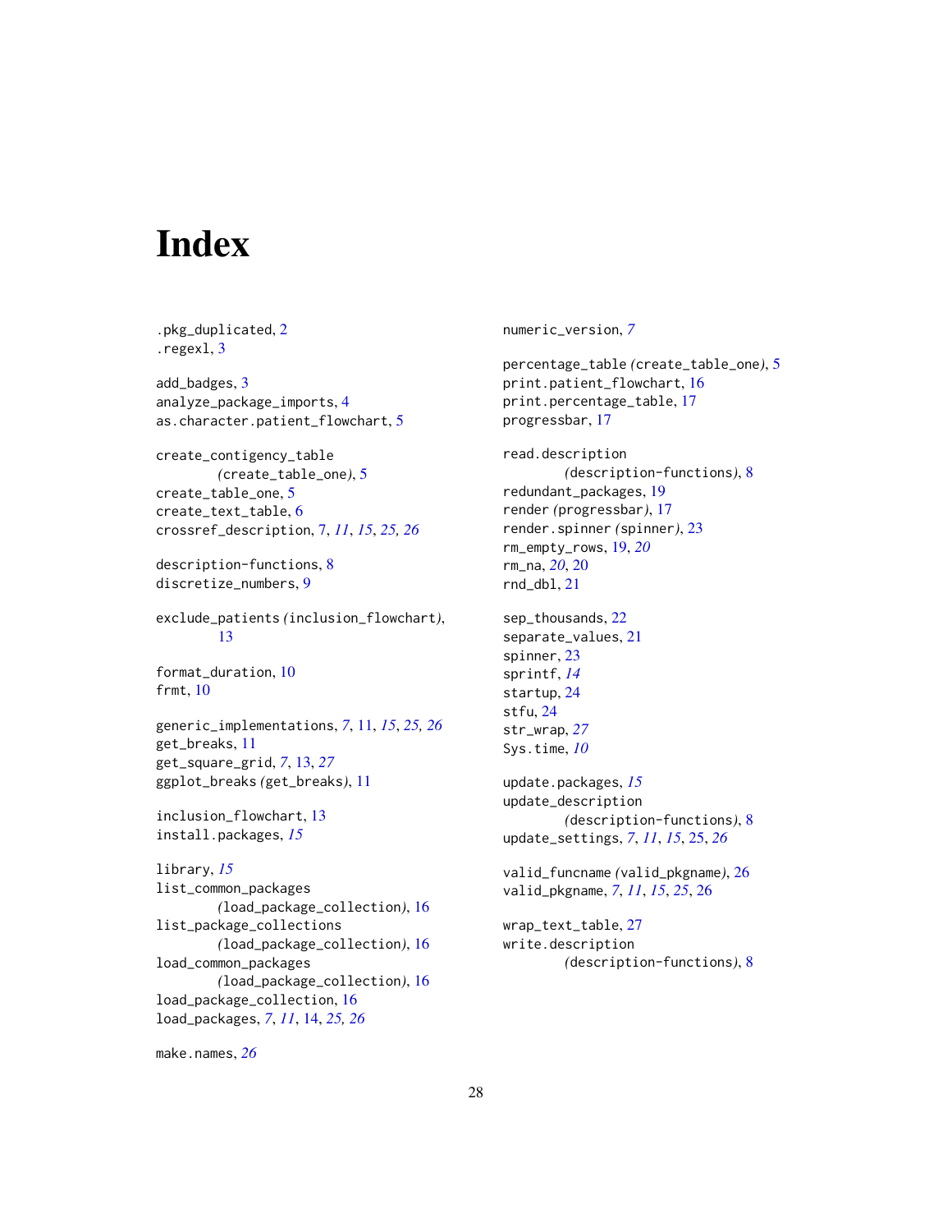# Index

.pkg_duplicated, 2
.regexl, 3

add_badges, 3
analyze_package_imports, 4
as.character.patient_flowchart, 5

create_contigency_table (create_table_one), 5
create_table_one, 5
create_text_table, 6
crossref_description, 7, *11*, *15*, *25*, *26*

description-functions, 8
discretize_numbers, 9

exclude_patients (inclusion_flowchart), 13

format_duration, 10
frmt, 10

generic_implementations, *7*, 11, *15*, *25*, *26*
get_breaks, 11
get_square_grid, *7*, 13, *27*
ggplot_breaks (get_breaks), 11

inclusion_flowchart, 13
install.packages, *15*

library, *15*
list_common_packages (load_package_collection), 16
list_package_collections (load_package_collection), 16
load_common_packages (load_package_collection), 16
load_package_collection, 16
load_packages, *7*, *11*, 14, *25*, *26*

make.names, *26*

numeric_version, *7*

percentage_table (create_table_one), 5
print.patient_flowchart, 16
print.percentage_table, 17
progressbar, 17

read.description (description-functions), 8
redundant_packages, 19
render (progressbar), 17
render.spinner (spinner), 23
rm_empty_rows, 19, *20*
rm_na, *20*, 20
rnd_dbl, 21

sep_thousands, 22
separate_values, 21
spinner, 23
sprintf, *14*
startup, 24
stfu, 24
str_wrap, *27*
Sys.time, *10*

update.packages, *15*
update_description (description-functions), 8
update_settings, *7*, *11*, *15*, 25, *26*

valid_funcname (valid_pkgname), 26
valid_pkgname, *7*, *11*, *15*, *25*, 26

wrap_text_table, 27
write.description (description-functions), 8